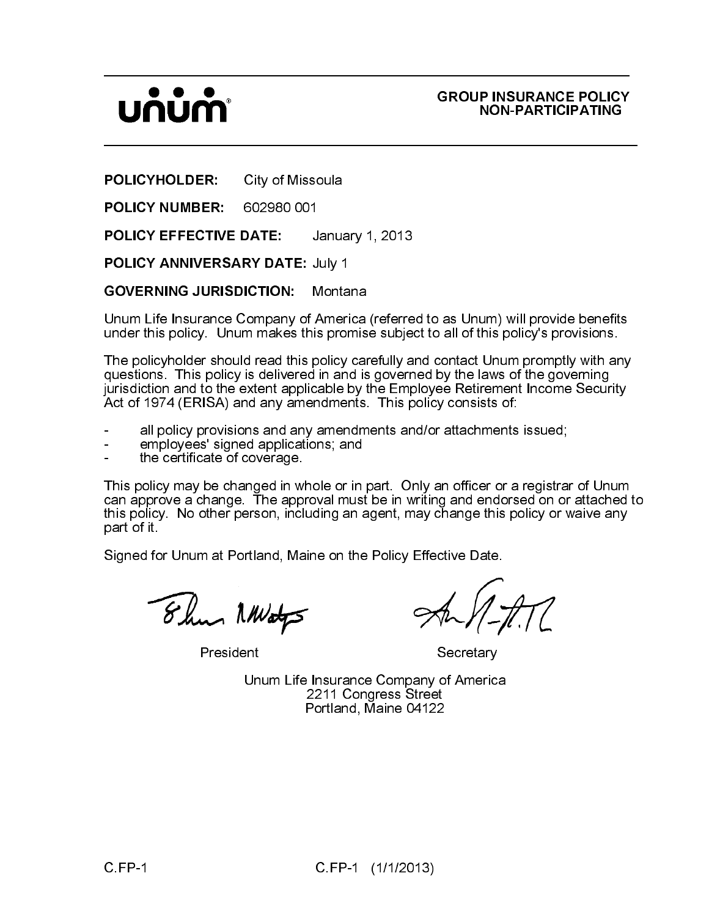unum®

**GROUP INSURANCE POLICY**
**NON-PARTICIPATING**

**POLICYHOLDER:** City of Missoula

**POLICY NUMBER:** 602980 001

**POLICY EFFECTIVE DATE:** January 1, 2013

**POLICY ANNIVERSARY DATE:** July 1

**GOVERNING JURISDICTION:** Montana

Unum Life Insurance Company of America (referred to as Unum) will provide benefits under this policy. Unum makes this promise subject to all of this policy's provisions.

The policyholder should read this policy carefully and contact Unum promptly with any questions. This policy is delivered in and is governed by the laws of the governing jurisdiction and to the extent applicable by the Employee Retirement Income Security Act of 1974 (ERISA) and any amendments. This policy consists of:

- all policy provisions and any amendments and/or attachments issued;
- employees' signed applications; and
- the certificate of coverage.

This policy may be changed in whole or in part. Only an officer or a registrar of Unum can approve a change. The approval must be in writing and endorsed on or attached to this policy. No other person, including an agent, may change this policy or waive any part of it.

Signed for Unum at Portland, Maine on the Policy Effective Date.

President

Secretary

Unum Life Insurance Company of America
2211 Congress Street
Portland, Maine 04122

C.FP-1 C.FP-1 (1/1/2013)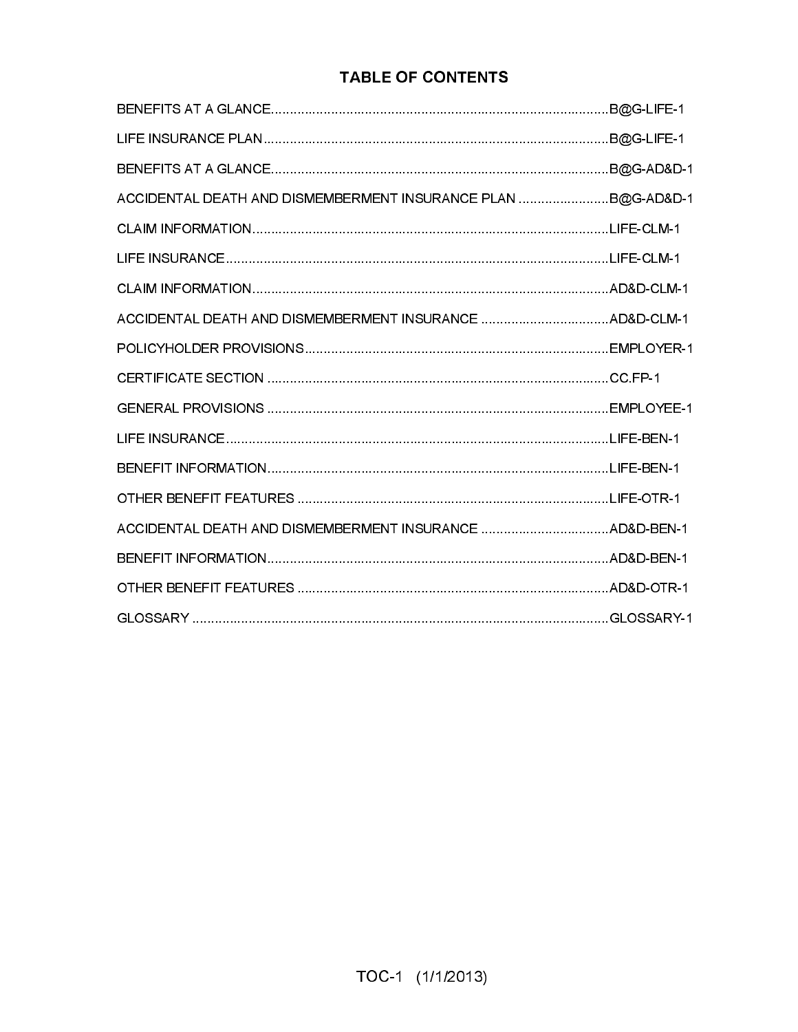# TABLE OF CONTENTS

| | |
|---|---|
| BENEFITS AT A GLANCE | B@G-LIFE-1 |
| LIFE INSURANCE PLAN | B@G-LIFE-1 |
| BENEFITS AT A GLANCE | B@G-AD&D-1 |
| ACCIDENTAL DEATH AND DISMEMBERMENT INSURANCE PLAN | B@G-AD&D-1 |
| CLAIM INFORMATION | LIFE-CLM-1 |
| LIFE INSURANCE | LIFE-CLM-1 |
| CLAIM INFORMATION | AD&D-CLM-1 |
| ACCIDENTAL DEATH AND DISMEMBERMENT INSURANCE | AD&D-CLM-1 |
| POLICYHOLDER PROVISIONS | EMPLOYER-1 |
| CERTIFICATE SECTION | CC.FP-1 |
| GENERAL PROVISIONS | EMPLOYEE-1 |
| LIFE INSURANCE | LIFE-BEN-1 |
| BENEFIT INFORMATION | LIFE-BEN-1 |
| OTHER BENEFIT FEATURES | LIFE-OTR-1 |
| ACCIDENTAL DEATH AND DISMEMBERMENT INSURANCE | AD&D-BEN-1 |
| BENEFIT INFORMATION | AD&D-BEN-1 |
| OTHER BENEFIT FEATURES | AD&D-OTR-1 |
| GLOSSARY | GLOSSARY-1 |

TOC-1 (1/1/2013)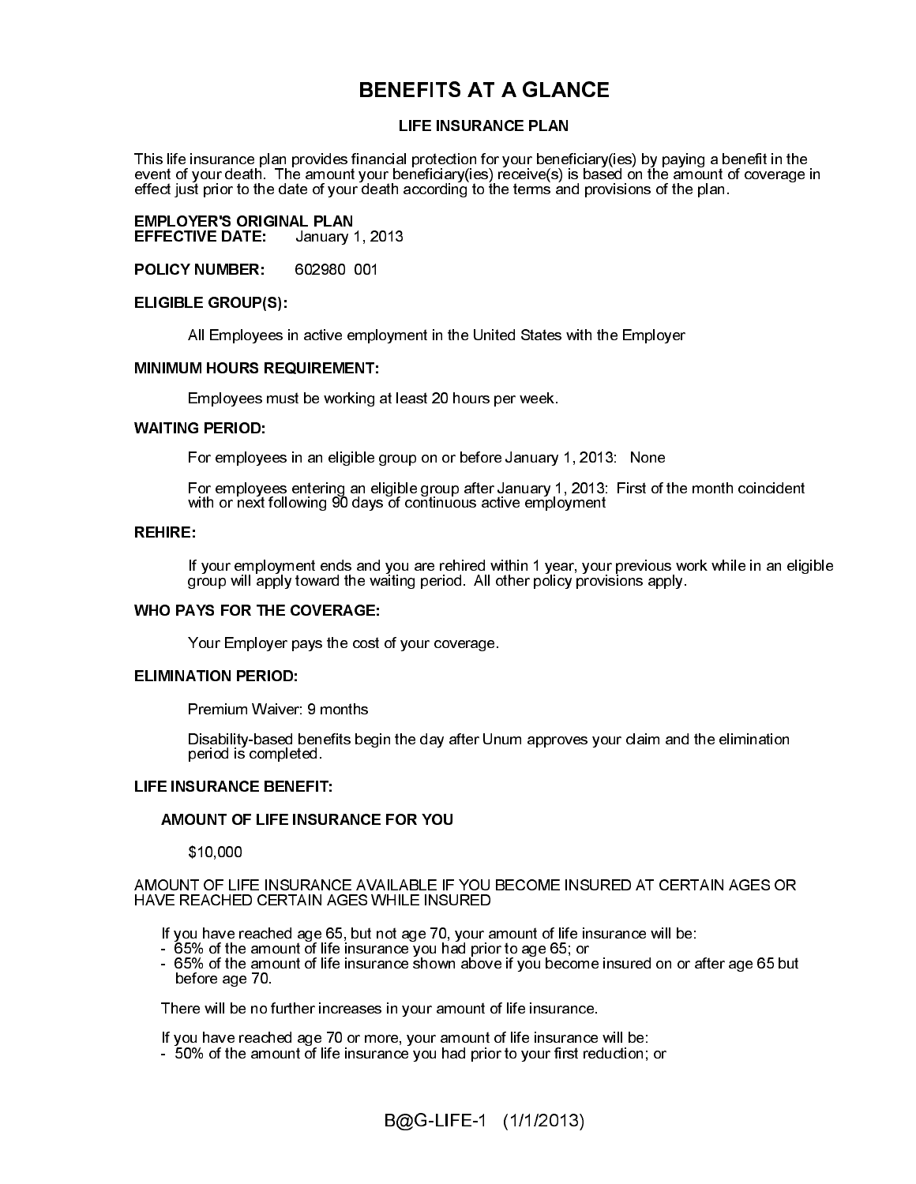# BENEFITS AT A GLANCE

## LIFE INSURANCE PLAN

This life insurance plan provides financial protection for your beneficiary(ies) by paying a benefit in the event of your death. The amount your beneficiary(ies) receive(s) is based on the amount of coverage in effect just prior to the date of your death according to the terms and provisions of the plan.

**EMPLOYER'S ORIGINAL PLAN**
**EFFECTIVE DATE:** January 1, 2013

**POLICY NUMBER:** 602980 001

**ELIGIBLE GROUP(S):**

All Employees in active employment in the United States with the Employer

**MINIMUM HOURS REQUIREMENT:**

Employees must be working at least 20 hours per week.

**WAITING PERIOD:**

For employees in an eligible group on or before January 1, 2013: None

For employees entering an eligible group after January 1, 2013: First of the month coincident with or next following 90 days of continuous active employment

**REHIRE:**

If your employment ends and you are rehired within 1 year, your previous work while in an eligible group will apply toward the waiting period. All other policy provisions apply.

**WHO PAYS FOR THE COVERAGE:**

Your Employer pays the cost of your coverage.

**ELIMINATION PERIOD:**

Premium Waiver: 9 months

Disability-based benefits begin the day after Unum approves your claim and the elimination period is completed.

**LIFE INSURANCE BENEFIT:**

**AMOUNT OF LIFE INSURANCE FOR YOU**

$10,000

AMOUNT OF LIFE INSURANCE AVAILABLE IF YOU BECOME INSURED AT CERTAIN AGES OR HAVE REACHED CERTAIN AGES WHILE INSURED

If you have reached age 65, but not age 70, your amount of life insurance will be:
- 65% of the amount of life insurance you had prior to age 65; or
- 65% of the amount of life insurance shown above if you become insured on or after age 65 but before age 70.

There will be no further increases in your amount of life insurance.

If you have reached age 70 or more, your amount of life insurance will be:
- 50% of the amount of life insurance you had prior to your first reduction; or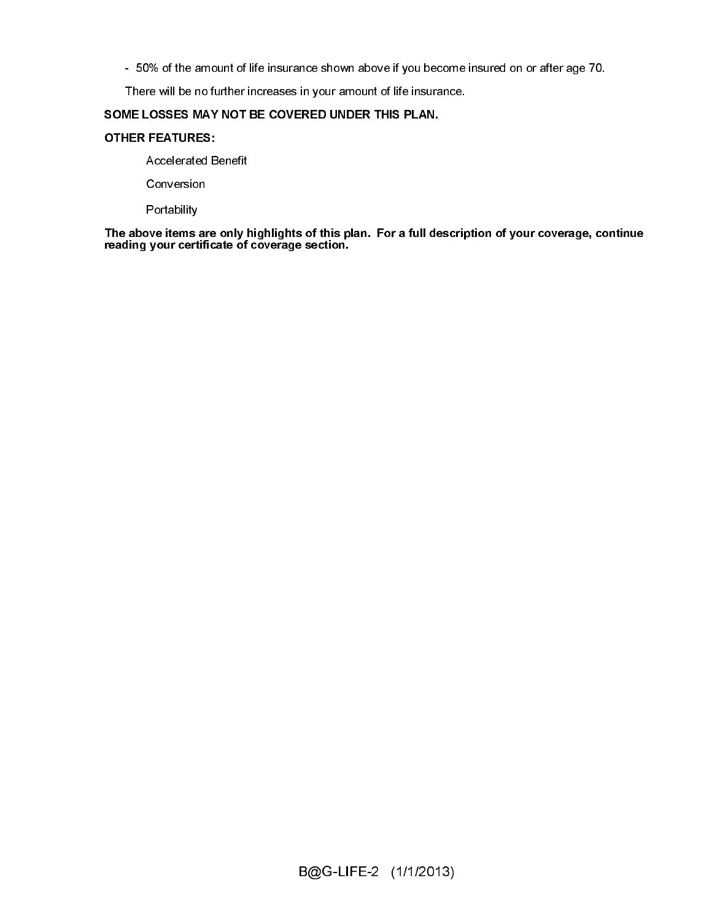- 50% of the amount of life insurance shown above if you become insured on or after age 70.

There will be no further increases in your amount of life insurance.

**SOME LOSSES MAY NOT BE COVERED UNDER THIS PLAN.**

**OTHER FEATURES:**

Accelerated Benefit

Conversion

Portability

**The above items are only highlights of this plan. For a full description of your coverage, continue reading your certificate of coverage section.**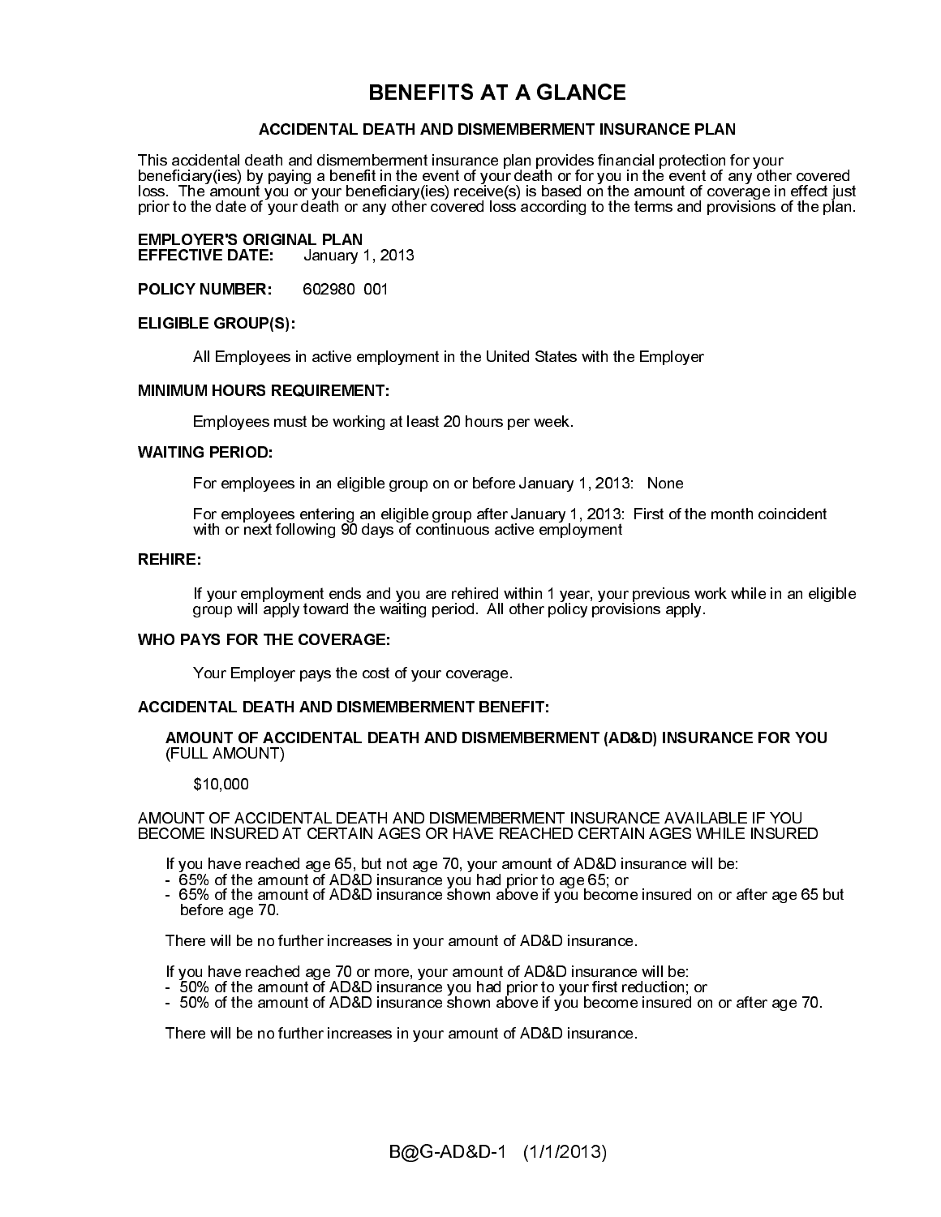# BENEFITS AT A GLANCE

## ACCIDENTAL DEATH AND DISMEMBERMENT INSURANCE PLAN

This accidental death and dismemberment insurance plan provides financial protection for your beneficiary(ies) by paying a benefit in the event of your death or for you in the event of any other covered loss. The amount you or your beneficiary(ies) receive(s) is based on the amount of coverage in effect just prior to the date of your death or any other covered loss according to the terms and provisions of the plan.

**EMPLOYER'S ORIGINAL PLAN**
**EFFECTIVE DATE:** January 1, 2013

**POLICY NUMBER:** 602980 001

**ELIGIBLE GROUP(S):**

All Employees in active employment in the United States with the Employer

**MINIMUM HOURS REQUIREMENT:**

Employees must be working at least 20 hours per week.

**WAITING PERIOD:**

For employees in an eligible group on or before January 1, 2013: None

For employees entering an eligible group after January 1, 2013: First of the month coincident with or next following 90 days of continuous active employment

**REHIRE:**

If your employment ends and you are rehired within 1 year, your previous work while in an eligible group will apply toward the waiting period. All other policy provisions apply.

**WHO PAYS FOR THE COVERAGE:**

Your Employer pays the cost of your coverage.

**ACCIDENTAL DEATH AND DISMEMBERMENT BENEFIT:**

**AMOUNT OF ACCIDENTAL DEATH AND DISMEMBERMENT (AD&D) INSURANCE FOR YOU** (FULL AMOUNT)

$10,000

AMOUNT OF ACCIDENTAL DEATH AND DISMEMBERMENT INSURANCE AVAILABLE IF YOU BECOME INSURED AT CERTAIN AGES OR HAVE REACHED CERTAIN AGES WHILE INSURED

If you have reached age 65, but not age 70, your amount of AD&D insurance will be:
- 65% of the amount of AD&D insurance you had prior to age 65; or
- 65% of the amount of AD&D insurance shown above if you become insured on or after age 65 but before age 70.

There will be no further increases in your amount of AD&D insurance.

If you have reached age 70 or more, your amount of AD&D insurance will be:
- 50% of the amount of AD&D insurance you had prior to your first reduction; or
- 50% of the amount of AD&D insurance shown above if you become insured on or after age 70.

There will be no further increases in your amount of AD&D insurance.

B@G-AD&D-1 (1/1/2013)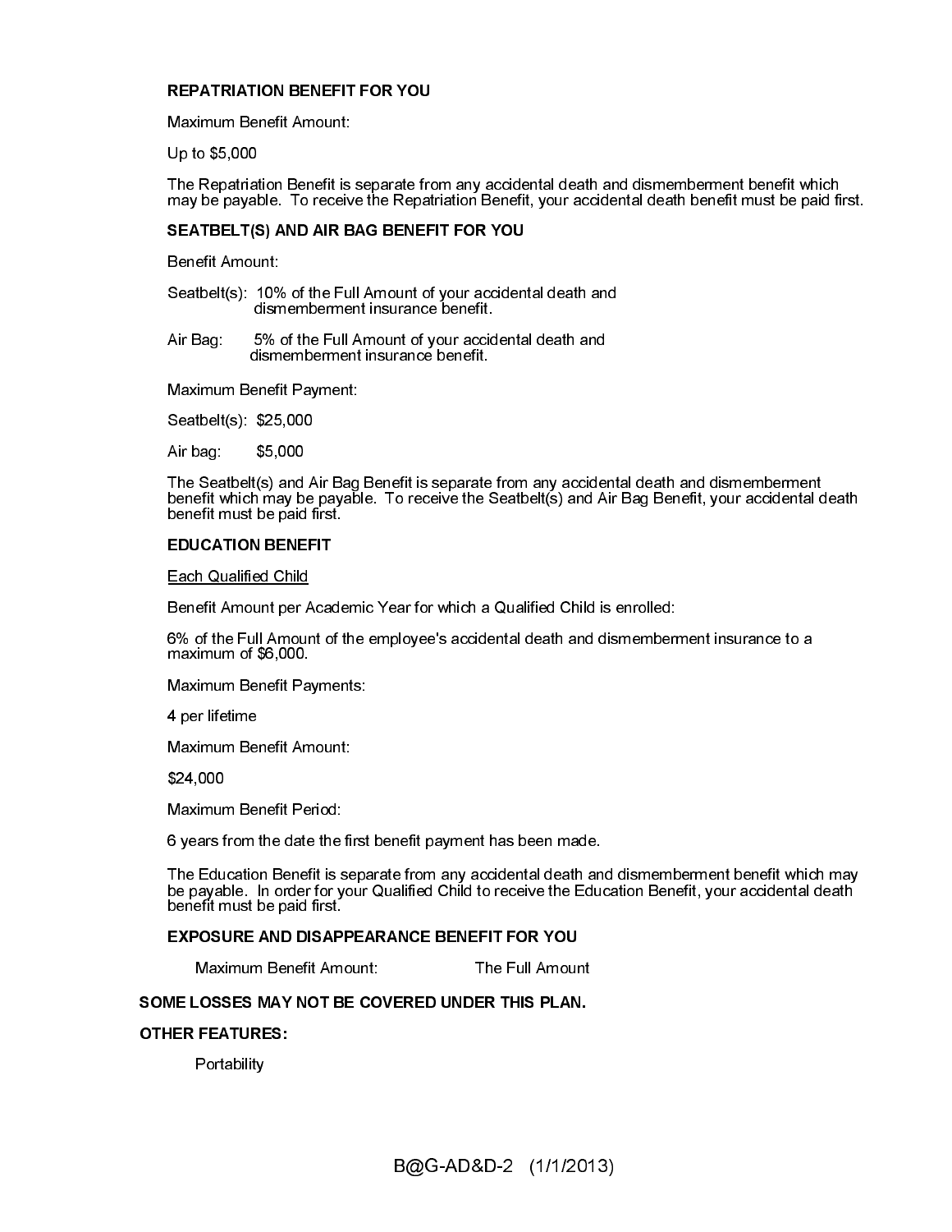**REPATRIATION BENEFIT FOR YOU**

Maximum Benefit Amount:

Up to $5,000

The Repatriation Benefit is separate from any accidental death and dismemberment benefit which may be payable. To receive the Repatriation Benefit, your accidental death benefit must be paid first.

**SEATBELT(S) AND AIR BAG BENEFIT FOR YOU**

Benefit Amount:

Seatbelt(s): 10% of the Full Amount of your accidental death and dismemberment insurance benefit.

Air Bag: 5% of the Full Amount of your accidental death and dismemberment insurance benefit.

Maximum Benefit Payment:

Seatbelt(s): $25,000

Air bag: $5,000

The Seatbelt(s) and Air Bag Benefit is separate from any accidental death and dismemberment benefit which may be payable. To receive the Seatbelt(s) and Air Bag Benefit, your accidental death benefit must be paid first.

**EDUCATION BENEFIT**

Each Qualified Child

Benefit Amount per Academic Year for which a Qualified Child is enrolled:

6% of the Full Amount of the employee's accidental death and dismemberment insurance to a maximum of $6,000.

Maximum Benefit Payments:

4 per lifetime

Maximum Benefit Amount:

$24,000

Maximum Benefit Period:

6 years from the date the first benefit payment has been made.

The Education Benefit is separate from any accidental death and dismemberment benefit which may be payable. In order for your Qualified Child to receive the Education Benefit, your accidental death benefit must be paid first.

**EXPOSURE AND DISAPPEARANCE BENEFIT FOR YOU**

Maximum Benefit Amount: The Full Amount

**SOME LOSSES MAY NOT BE COVERED UNDER THIS PLAN.**

**OTHER FEATURES:**

Portability

B@G-AD&D-2 (1/1/2013)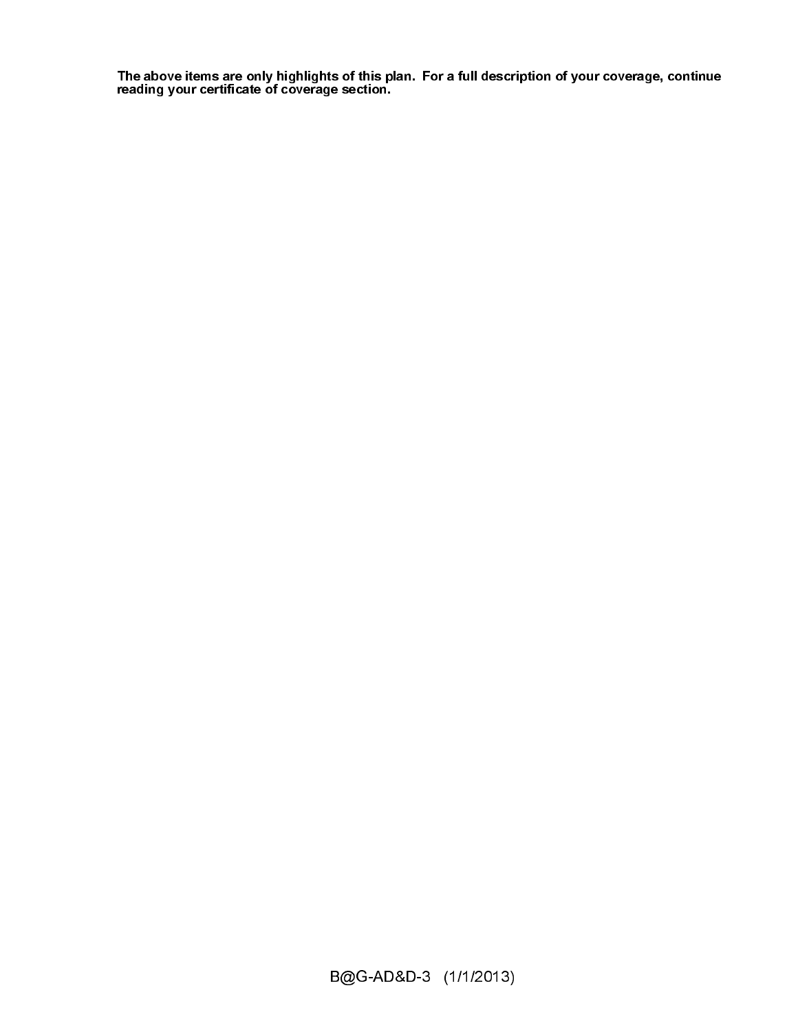**The above items are only highlights of this plan. For a full description of your coverage, continue reading your certificate of coverage section.**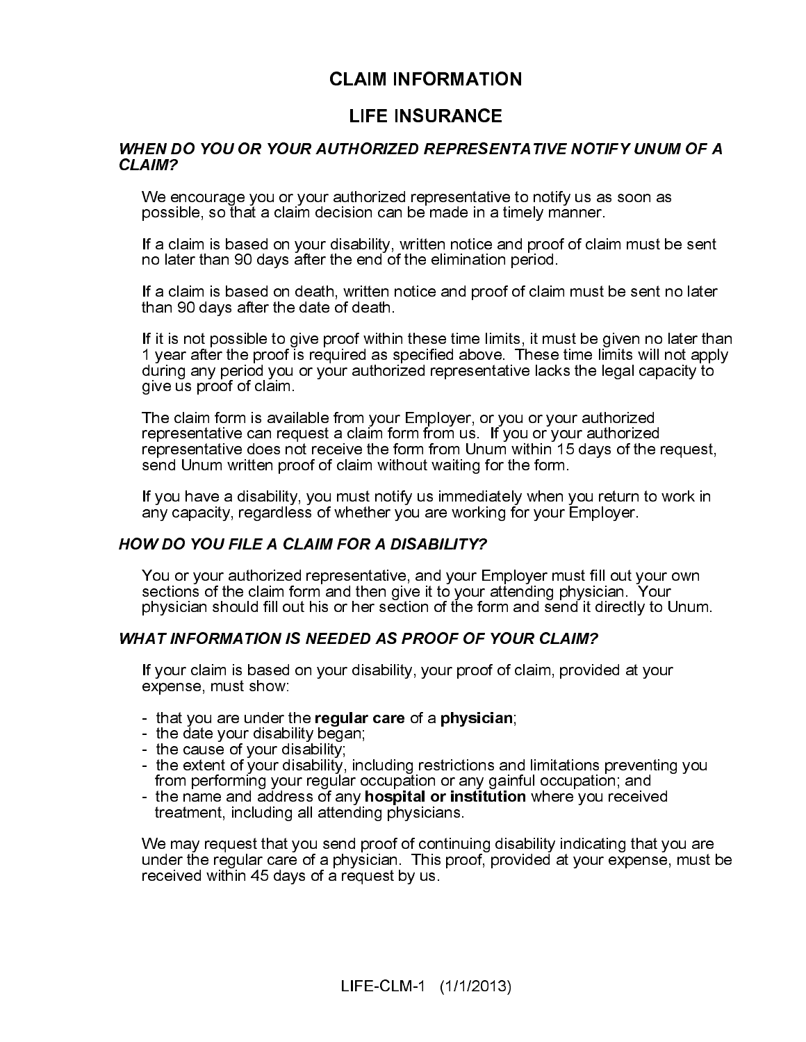# CLAIM INFORMATION

## LIFE INSURANCE

### *WHEN DO YOU OR YOUR AUTHORIZED REPRESENTATIVE NOTIFY UNUM OF A CLAIM?*

We encourage you or your authorized representative to notify us as soon as possible, so that a claim decision can be made in a timely manner.

If a claim is based on your disability, written notice and proof of claim must be sent no later than 90 days after the end of the elimination period.

If a claim is based on death, written notice and proof of claim must be sent no later than 90 days after the date of death.

If it is not possible to give proof within these time limits, it must be given no later than 1 year after the proof is required as specified above. These time limits will not apply during any period you or your authorized representative lacks the legal capacity to give us proof of claim.

The claim form is available from your Employer, or you or your authorized representative can request a claim form from us. If you or your authorized representative does not receive the form from Unum within 15 days of the request, send Unum written proof of claim without waiting for the form.

If you have a disability, you must notify us immediately when you return to work in any capacity, regardless of whether you are working for your Employer.

### *HOW DO YOU FILE A CLAIM FOR A DISABILITY?*

You or your authorized representative, and your Employer must fill out your own sections of the claim form and then give it to your attending physician. Your physician should fill out his or her section of the form and send it directly to Unum.

### *WHAT INFORMATION IS NEEDED AS PROOF OF YOUR CLAIM?*

If your claim is based on your disability, your proof of claim, provided at your expense, must show:

- that you are under the **regular care** of a **physician**;
- the date your disability began;
- the cause of your disability;
- the extent of your disability, including restrictions and limitations preventing you from performing your regular occupation or any gainful occupation; and
- the name and address of any **hospital or institution** where you received treatment, including all attending physicians.

We may request that you send proof of continuing disability indicating that you are under the regular care of a physician. This proof, provided at your expense, must be received within 45 days of a request by us.

LIFE-CLM-1 (1/1/2013)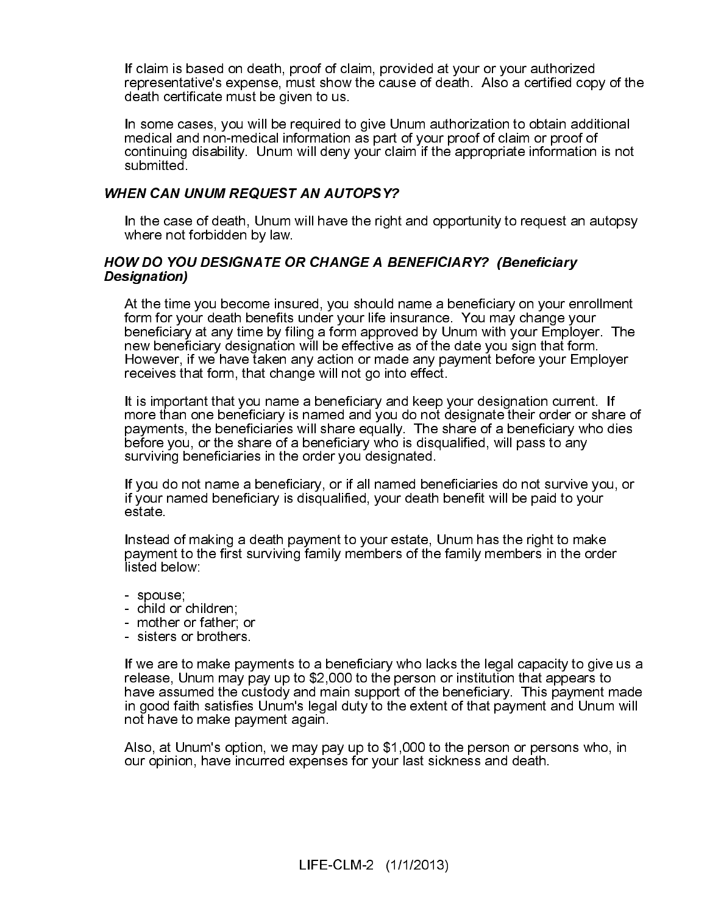If claim is based on death, proof of claim, provided at your or your authorized representative's expense, must show the cause of death. Also a certified copy of the death certificate must be given to us.

In some cases, you will be required to give Unum authorization to obtain additional medical and non-medical information as part of your proof of claim or proof of continuing disability. Unum will deny your claim if the appropriate information is not submitted.

### *WHEN CAN UNUM REQUEST AN AUTOPSY?*

In the case of death, Unum will have the right and opportunity to request an autopsy where not forbidden by law.

### *HOW DO YOU DESIGNATE OR CHANGE A BENEFICIARY? (Beneficiary Designation)*

At the time you become insured, you should name a beneficiary on your enrollment form for your death benefits under your life insurance. You may change your beneficiary at any time by filing a form approved by Unum with your Employer. The new beneficiary designation will be effective as of the date you sign that form. However, if we have taken any action or made any payment before your Employer receives that form, that change will not go into effect.

It is important that you name a beneficiary and keep your designation current. If more than one beneficiary is named and you do not designate their order or share of payments, the beneficiaries will share equally. The share of a beneficiary who dies before you, or the share of a beneficiary who is disqualified, will pass to any surviving beneficiaries in the order you designated.

If you do not name a beneficiary, or if all named beneficiaries do not survive you, or if your named beneficiary is disqualified, your death benefit will be paid to your estate.

Instead of making a death payment to your estate, Unum has the right to make payment to the first surviving family members of the family members in the order listed below:

- spouse;
- child or children;
- mother or father; or
- sisters or brothers.

If we are to make payments to a beneficiary who lacks the legal capacity to give us a release, Unum may pay up to $2,000 to the person or institution that appears to have assumed the custody and main support of the beneficiary. This payment made in good faith satisfies Unum's legal duty to the extent of that payment and Unum will not have to make payment again.

Also, at Unum's option, we may pay up to $1,000 to the person or persons who, in our opinion, have incurred expenses for your last sickness and death.

LIFE-CLM-2 (1/1/2013)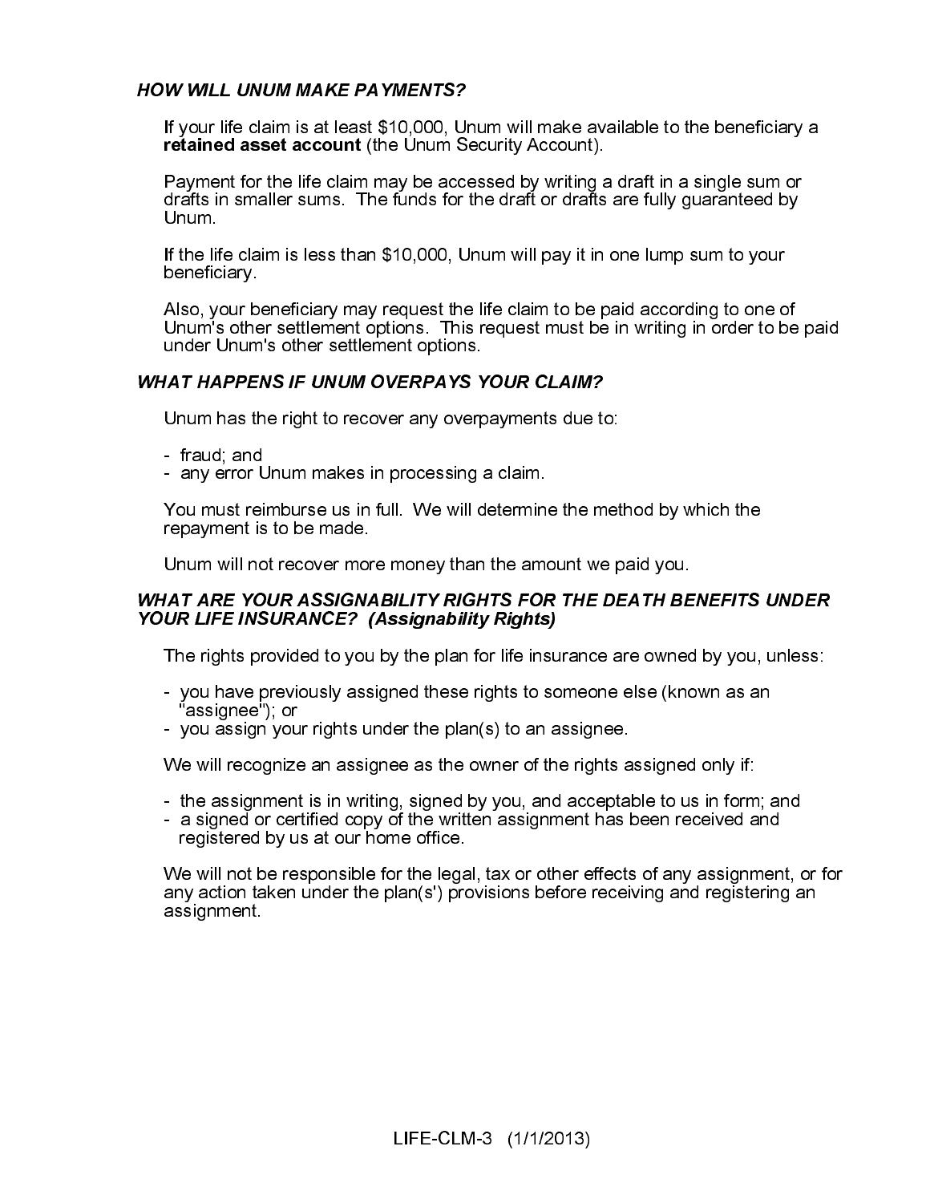### *HOW WILL UNUM MAKE PAYMENTS?*

If your life claim is at least $10,000, Unum will make available to the beneficiary a **retained asset account** (the Unum Security Account).

Payment for the life claim may be accessed by writing a draft in a single sum or drafts in smaller sums. The funds for the draft or drafts are fully guaranteed by Unum.

If the life claim is less than $10,000, Unum will pay it in one lump sum to your beneficiary.

Also, your beneficiary may request the life claim to be paid according to one of Unum's other settlement options. This request must be in writing in order to be paid under Unum's other settlement options.

### *WHAT HAPPENS IF UNUM OVERPAYS YOUR CLAIM?*

Unum has the right to recover any overpayments due to:

- fraud; and
- any error Unum makes in processing a claim.

You must reimburse us in full. We will determine the method by which the repayment is to be made.

Unum will not recover more money than the amount we paid you.

### *WHAT ARE YOUR ASSIGNABILITY RIGHTS FOR THE DEATH BENEFITS UNDER YOUR LIFE INSURANCE? (Assignability Rights)*

The rights provided to you by the plan for life insurance are owned by you, unless:

- you have previously assigned these rights to someone else (known as an "assignee"); or
- you assign your rights under the plan(s) to an assignee.

We will recognize an assignee as the owner of the rights assigned only if:

- the assignment is in writing, signed by you, and acceptable to us in form; and
- a signed or certified copy of the written assignment has been received and registered by us at our home office.

We will not be responsible for the legal, tax or other effects of any assignment, or for any action taken under the plan(s') provisions before receiving and registering an assignment.

LIFE-CLM-3 (1/1/2013)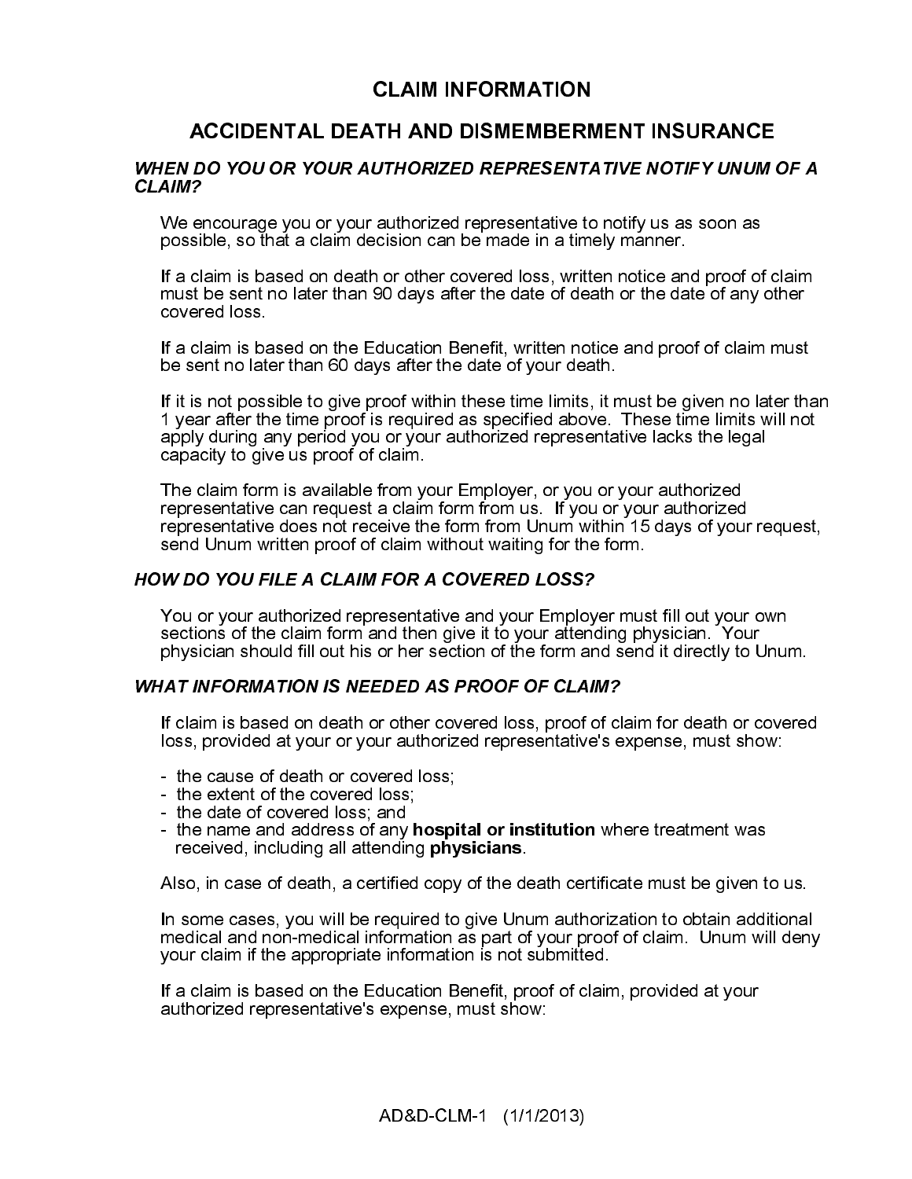# CLAIM INFORMATION

## ACCIDENTAL DEATH AND DISMEMBERMENT INSURANCE

### *WHEN DO YOU OR YOUR AUTHORIZED REPRESENTATIVE NOTIFY UNUM OF A CLAIM?*

We encourage you or your authorized representative to notify us as soon as possible, so that a claim decision can be made in a timely manner.

If a claim is based on death or other covered loss, written notice and proof of claim must be sent no later than 90 days after the date of death or the date of any other covered loss.

If a claim is based on the Education Benefit, written notice and proof of claim must be sent no later than 60 days after the date of your death.

If it is not possible to give proof within these time limits, it must be given no later than 1 year after the time proof is required as specified above. These time limits will not apply during any period you or your authorized representative lacks the legal capacity to give us proof of claim.

The claim form is available from your Employer, or you or your authorized representative can request a claim form from us. If you or your authorized representative does not receive the form from Unum within 15 days of your request, send Unum written proof of claim without waiting for the form.

### *HOW DO YOU FILE A CLAIM FOR A COVERED LOSS?*

You or your authorized representative and your Employer must fill out your own sections of the claim form and then give it to your attending physician. Your physician should fill out his or her section of the form and send it directly to Unum.

### *WHAT INFORMATION IS NEEDED AS PROOF OF CLAIM?*

If claim is based on death or other covered loss, proof of claim for death or covered loss, provided at your or your authorized representative's expense, must show:

- the cause of death or covered loss;
- the extent of the covered loss;
- the date of covered loss; and
- the name and address of any **hospital or institution** where treatment was received, including all attending **physicians**.

Also, in case of death, a certified copy of the death certificate must be given to us.

In some cases, you will be required to give Unum authorization to obtain additional medical and non-medical information as part of your proof of claim. Unum will deny your claim if the appropriate information is not submitted.

If a claim is based on the Education Benefit, proof of claim, provided at your authorized representative's expense, must show:

AD&D-CLM-1 (1/1/2013)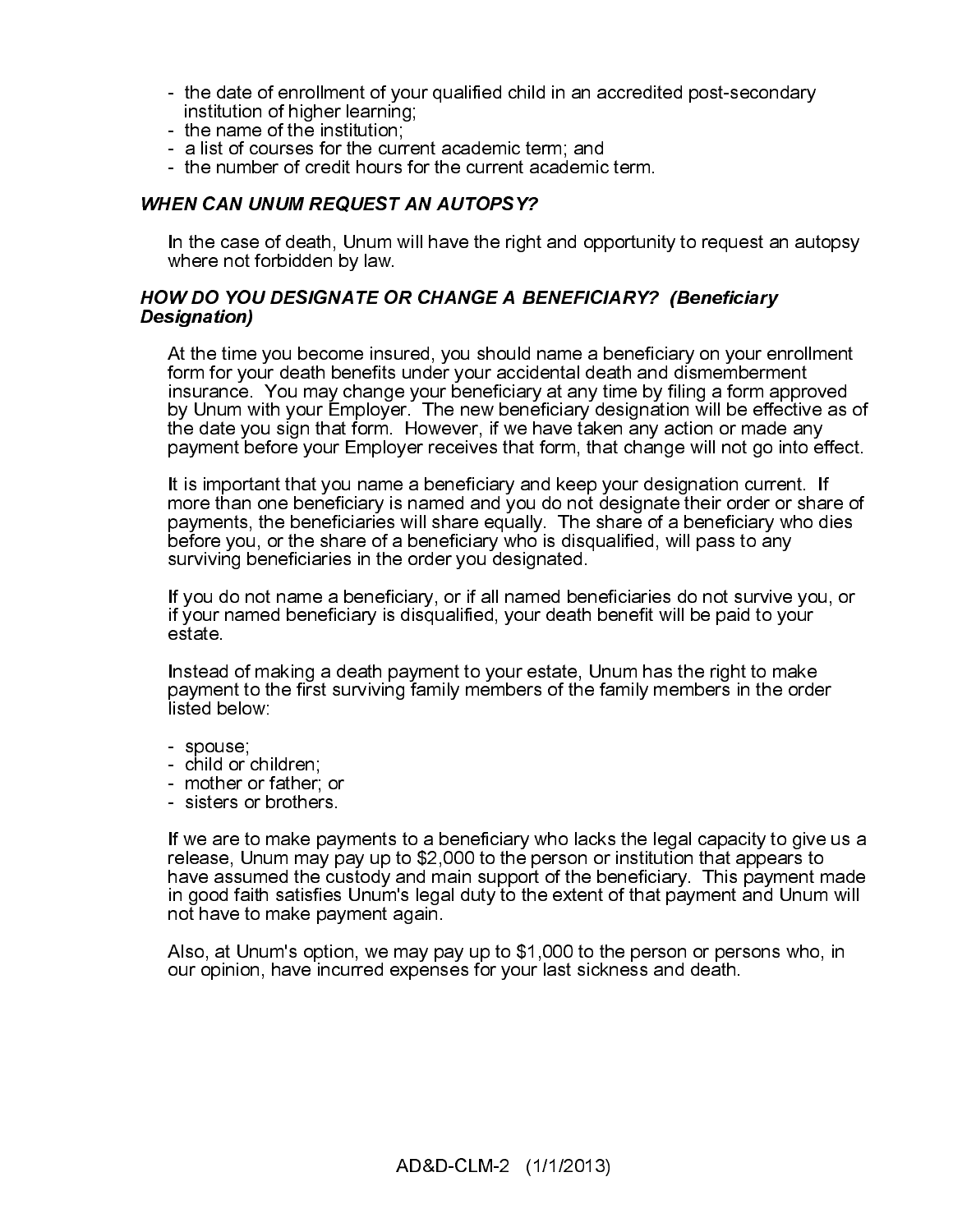- the date of enrollment of your qualified child in an accredited post-secondary institution of higher learning;
- the name of the institution;
- a list of courses for the current academic term; and
- the number of credit hours for the current academic term.

### *WHEN CAN UNUM REQUEST AN AUTOPSY?*

In the case of death, Unum will have the right and opportunity to request an autopsy where not forbidden by law.

### *HOW DO YOU DESIGNATE OR CHANGE A BENEFICIARY? (Beneficiary Designation)*

At the time you become insured, you should name a beneficiary on your enrollment form for your death benefits under your accidental death and dismemberment insurance. You may change your beneficiary at any time by filing a form approved by Unum with your Employer. The new beneficiary designation will be effective as of the date you sign that form. However, if we have taken any action or made any payment before your Employer receives that form, that change will not go into effect.

It is important that you name a beneficiary and keep your designation current. If more than one beneficiary is named and you do not designate their order or share of payments, the beneficiaries will share equally. The share of a beneficiary who dies before you, or the share of a beneficiary who is disqualified, will pass to any surviving beneficiaries in the order you designated.

If you do not name a beneficiary, or if all named beneficiaries do not survive you, or if your named beneficiary is disqualified, your death benefit will be paid to your estate.

Instead of making a death payment to your estate, Unum has the right to make payment to the first surviving family members of the family members in the order listed below:

- spouse;
- child or children;
- mother or father; or
- sisters or brothers.

If we are to make payments to a beneficiary who lacks the legal capacity to give us a release, Unum may pay up to $2,000 to the person or institution that appears to have assumed the custody and main support of the beneficiary. This payment made in good faith satisfies Unum's legal duty to the extent of that payment and Unum will not have to make payment again.

Also, at Unum's option, we may pay up to $1,000 to the person or persons who, in our opinion, have incurred expenses for your last sickness and death.

AD&D-CLM-2 (1/1/2013)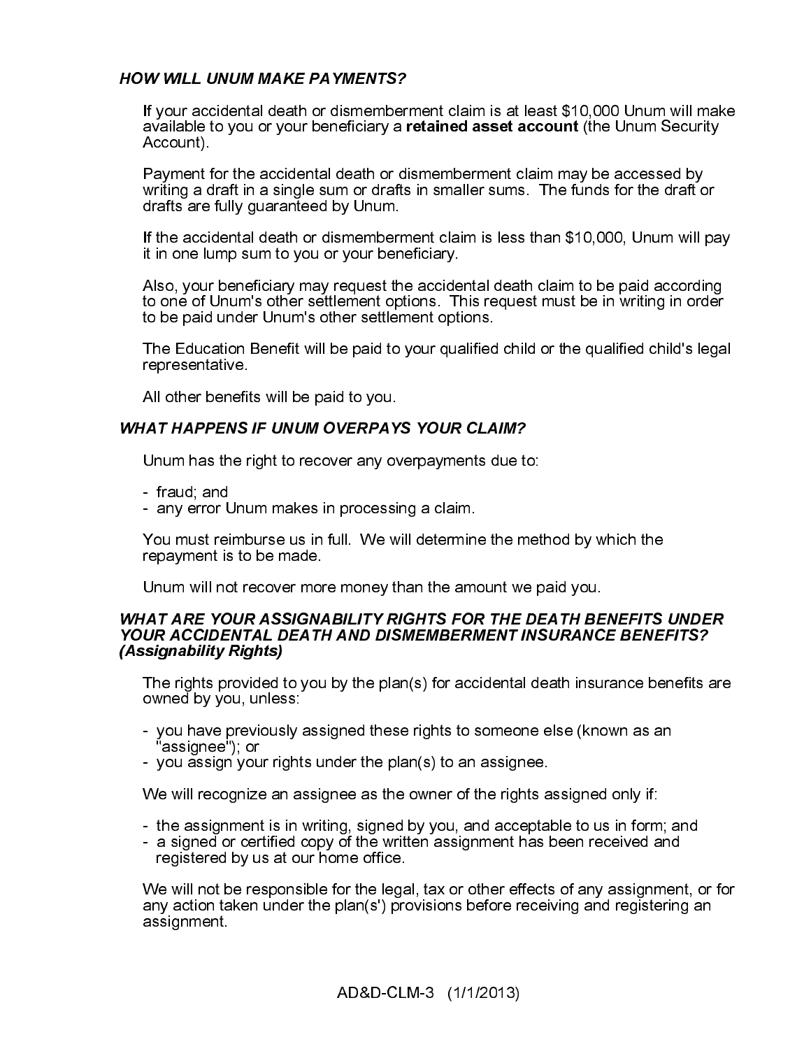### *HOW WILL UNUM MAKE PAYMENTS?*

If your accidental death or dismemberment claim is at least $10,000 Unum will make available to you or your beneficiary a **retained asset account** (the Unum Security Account).

Payment for the accidental death or dismemberment claim may be accessed by writing a draft in a single sum or drafts in smaller sums. The funds for the draft or drafts are fully guaranteed by Unum.

If the accidental death or dismemberment claim is less than $10,000, Unum will pay it in one lump sum to you or your beneficiary.

Also, your beneficiary may request the accidental death claim to be paid according to one of Unum's other settlement options. This request must be in writing in order to be paid under Unum's other settlement options.

The Education Benefit will be paid to your qualified child or the qualified child's legal representative.

All other benefits will be paid to you.

### *WHAT HAPPENS IF UNUM OVERPAYS YOUR CLAIM?*

Unum has the right to recover any overpayments due to:

- fraud; and
- any error Unum makes in processing a claim.

You must reimburse us in full. We will determine the method by which the repayment is to be made.

Unum will not recover more money than the amount we paid you.

### *WHAT ARE YOUR ASSIGNABILITY RIGHTS FOR THE DEATH BENEFITS UNDER YOUR ACCIDENTAL DEATH AND DISMEMBERMENT INSURANCE BENEFITS? (Assignability Rights)*

The rights provided to you by the plan(s) for accidental death insurance benefits are owned by you, unless:

- you have previously assigned these rights to someone else (known as an "assignee"); or
- you assign your rights under the plan(s) to an assignee.

We will recognize an assignee as the owner of the rights assigned only if:

- the assignment is in writing, signed by you, and acceptable to us in form; and
- a signed or certified copy of the written assignment has been received and registered by us at our home office.

We will not be responsible for the legal, tax or other effects of any assignment, or for any action taken under the plan(s') provisions before receiving and registering an assignment.

AD&D-CLM-3 (1/1/2013)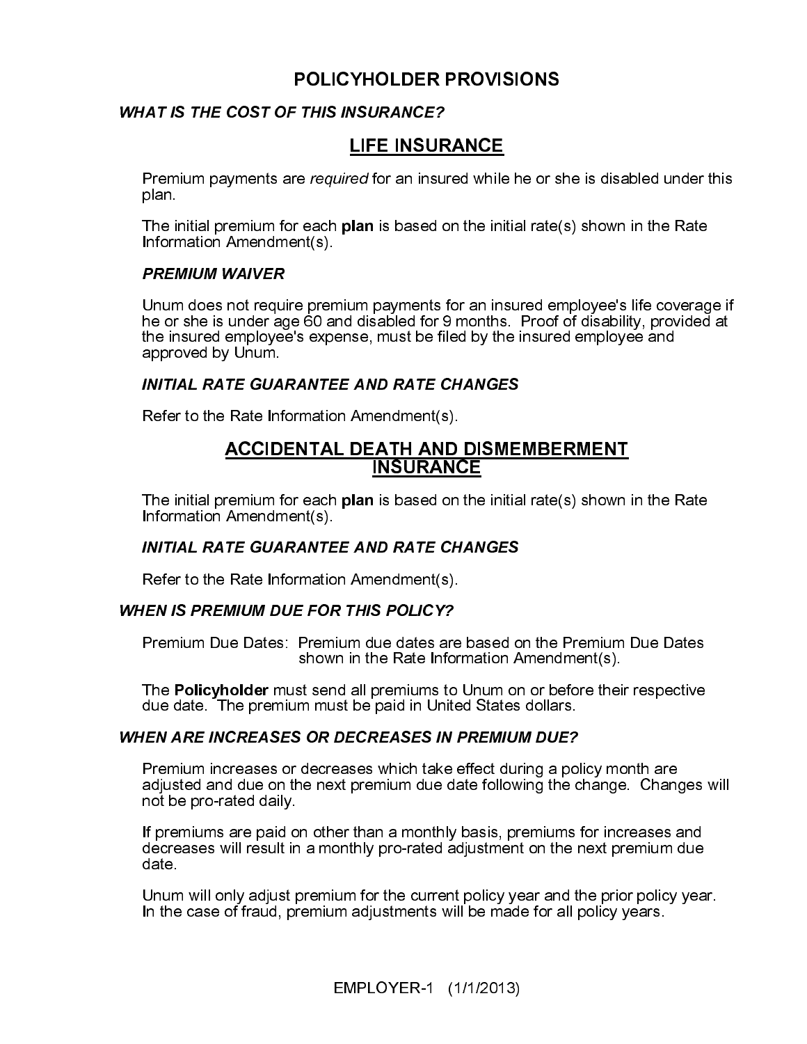# POLICYHOLDER PROVISIONS

### *WHAT IS THE COST OF THIS INSURANCE?*

## LIFE INSURANCE

Premium payments are *required* for an insured while he or she is disabled under this plan.

The initial premium for each **plan** is based on the initial rate(s) shown in the Rate Information Amendment(s).

#### *PREMIUM WAIVER*

Unum does not require premium payments for an insured employee's life coverage if he or she is under age 60 and disabled for 9 months. Proof of disability, provided at the insured employee's expense, must be filed by the insured employee and approved by Unum.

#### *INITIAL RATE GUARANTEE AND RATE CHANGES*

Refer to the Rate Information Amendment(s).

## ACCIDENTAL DEATH AND DISMEMBERMENT INSURANCE

The initial premium for each **plan** is based on the initial rate(s) shown in the Rate Information Amendment(s).

#### *INITIAL RATE GUARANTEE AND RATE CHANGES*

Refer to the Rate Information Amendment(s).

### *WHEN IS PREMIUM DUE FOR THIS POLICY?*

Premium Due Dates: Premium due dates are based on the Premium Due Dates shown in the Rate Information Amendment(s).

The **Policyholder** must send all premiums to Unum on or before their respective due date. The premium must be paid in United States dollars.

### *WHEN ARE INCREASES OR DECREASES IN PREMIUM DUE?*

Premium increases or decreases which take effect during a policy month are adjusted and due on the next premium due date following the change. Changes will not be pro-rated daily.

If premiums are paid on other than a monthly basis, premiums for increases and decreases will result in a monthly pro-rated adjustment on the next premium due date.

Unum will only adjust premium for the current policy year and the prior policy year. In the case of fraud, premium adjustments will be made for all policy years.

EMPLOYER-1 (1/1/2013)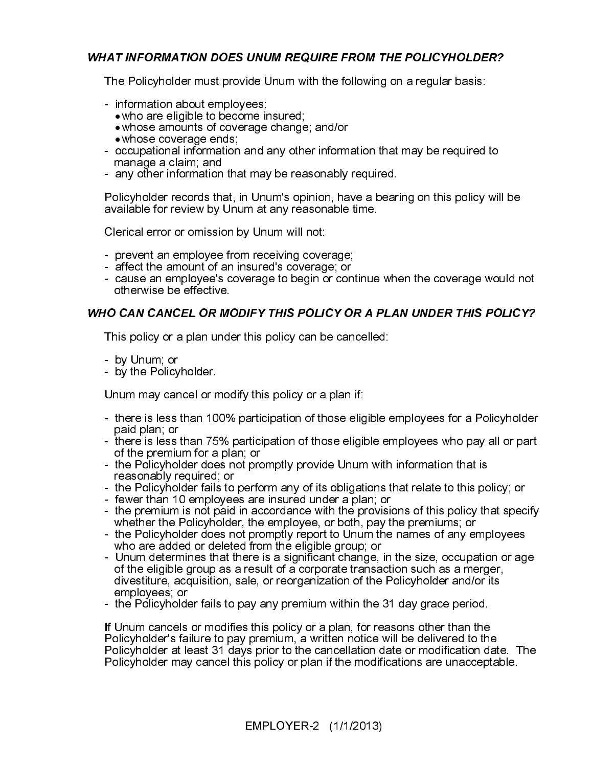### *WHAT INFORMATION DOES UNUM REQUIRE FROM THE POLICYHOLDER?*

The Policyholder must provide Unum with the following on a regular basis:

- information about employees:
  - who are eligible to become insured;
  - whose amounts of coverage change; and/or
  - whose coverage ends;
- occupational information and any other information that may be required to manage a claim; and
- any other information that may be reasonably required.

Policyholder records that, in Unum's opinion, have a bearing on this policy will be available for review by Unum at any reasonable time.

Clerical error or omission by Unum will not:

- prevent an employee from receiving coverage;
- affect the amount of an insured's coverage; or
- cause an employee's coverage to begin or continue when the coverage would not otherwise be effective.

### *WHO CAN CANCEL OR MODIFY THIS POLICY OR A PLAN UNDER THIS POLICY?*

This policy or a plan under this policy can be cancelled:

- by Unum; or
- by the Policyholder.

Unum may cancel or modify this policy or a plan if:

- there is less than 100% participation of those eligible employees for a Policyholder paid plan; or
- there is less than 75% participation of those eligible employees who pay all or part of the premium for a plan; or
- the Policyholder does not promptly provide Unum with information that is reasonably required; or
- the Policyholder fails to perform any of its obligations that relate to this policy; or
- fewer than 10 employees are insured under a plan; or
- the premium is not paid in accordance with the provisions of this policy that specify whether the Policyholder, the employee, or both, pay the premiums; or
- the Policyholder does not promptly report to Unum the names of any employees who are added or deleted from the eligible group; or
- Unum determines that there is a significant change, in the size, occupation or age of the eligible group as a result of a corporate transaction such as a merger, divestiture, acquisition, sale, or reorganization of the Policyholder and/or its employees; or
- the Policyholder fails to pay any premium within the 31 day grace period.

If Unum cancels or modifies this policy or a plan, for reasons other than the Policyholder's failure to pay premium, a written notice will be delivered to the Policyholder at least 31 days prior to the cancellation date or modification date. The Policyholder may cancel this policy or plan if the modifications are unacceptable.

EMPLOYER-2 (1/1/2013)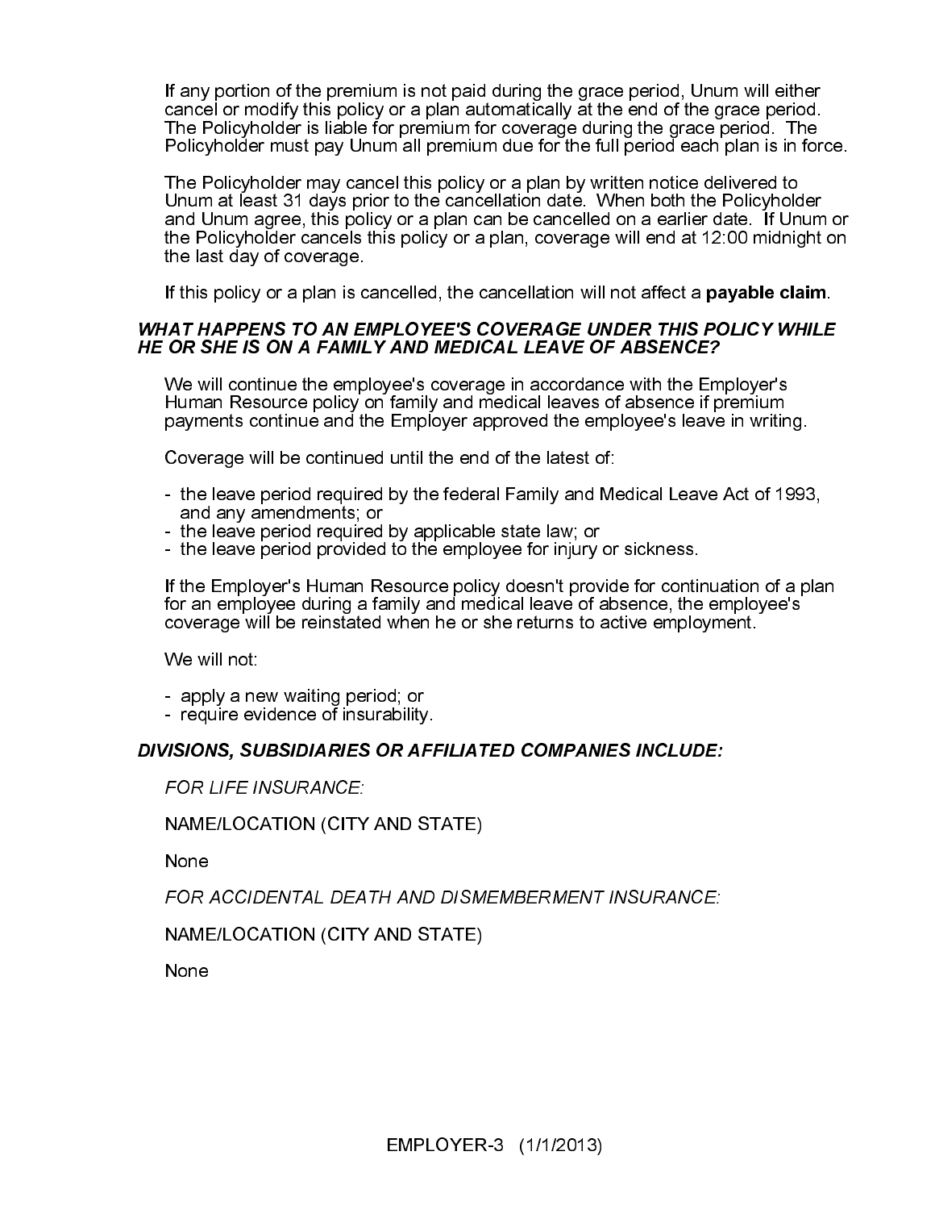If any portion of the premium is not paid during the grace period, Unum will either cancel or modify this policy or a plan automatically at the end of the grace period. The Policyholder is liable for premium for coverage during the grace period. The Policyholder must pay Unum all premium due for the full period each plan is in force.

The Policyholder may cancel this policy or a plan by written notice delivered to Unum at least 31 days prior to the cancellation date. When both the Policyholder and Unum agree, this policy or a plan can be cancelled on a earlier date. If Unum or the Policyholder cancels this policy or a plan, coverage will end at 12:00 midnight on the last day of coverage.

If this policy or a plan is cancelled, the cancellation will not affect a **payable claim**.

***WHAT HAPPENS TO AN EMPLOYEE'S COVERAGE UNDER THIS POLICY WHILE HE OR SHE IS ON A FAMILY AND MEDICAL LEAVE OF ABSENCE?***

We will continue the employee's coverage in accordance with the Employer's Human Resource policy on family and medical leaves of absence if premium payments continue and the Employer approved the employee's leave in writing.

Coverage will be continued until the end of the latest of:

- the leave period required by the federal Family and Medical Leave Act of 1993, and any amendments; or
- the leave period required by applicable state law; or
- the leave period provided to the employee for injury or sickness.

If the Employer's Human Resource policy doesn't provide for continuation of a plan for an employee during a family and medical leave of absence, the employee's coverage will be reinstated when he or she returns to active employment.

We will not:

- apply a new waiting period; or
- require evidence of insurability.

***DIVISIONS, SUBSIDIARIES OR AFFILIATED COMPANIES INCLUDE:***

*FOR LIFE INSURANCE:*

NAME/LOCATION (CITY AND STATE)

None

*FOR ACCIDENTAL DEATH AND DISMEMBERMENT INSURANCE:*

NAME/LOCATION (CITY AND STATE)

None

EMPLOYER-3 (1/1/2013)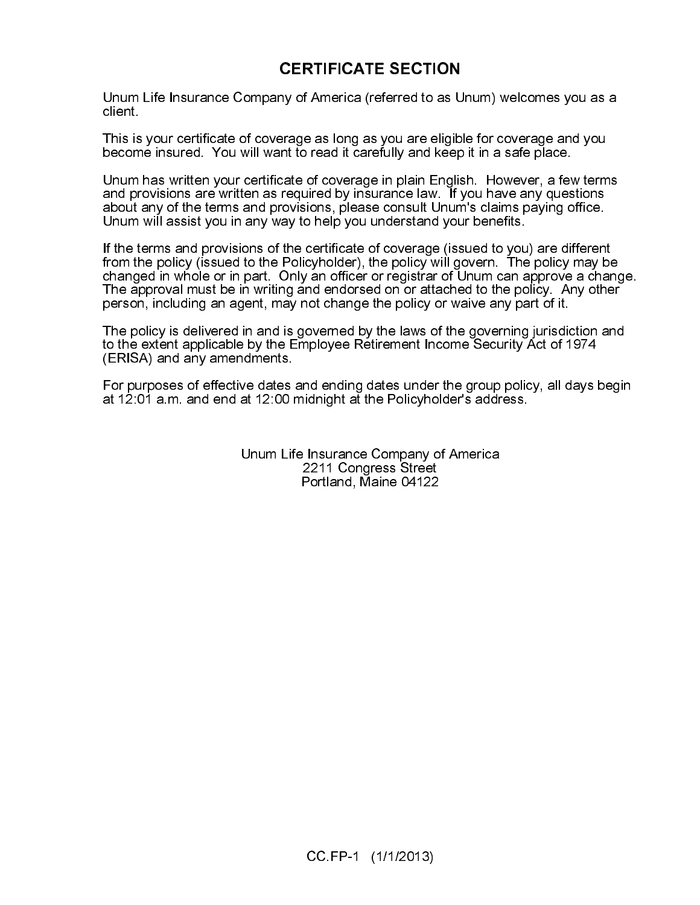# CERTIFICATE SECTION

Unum Life Insurance Company of America (referred to as Unum) welcomes you as a client.

This is your certificate of coverage as long as you are eligible for coverage and you become insured. You will want to read it carefully and keep it in a safe place.

Unum has written your certificate of coverage in plain English. However, a few terms and provisions are written as required by insurance law. If you have any questions about any of the terms and provisions, please consult Unum's claims paying office. Unum will assist you in any way to help you understand your benefits.

If the terms and provisions of the certificate of coverage (issued to you) are different from the policy (issued to the Policyholder), the policy will govern. The policy may be changed in whole or in part. Only an officer or registrar of Unum can approve a change. The approval must be in writing and endorsed on or attached to the policy. Any other person, including an agent, may not change the policy or waive any part of it.

The policy is delivered in and is governed by the laws of the governing jurisdiction and to the extent applicable by the Employee Retirement Income Security Act of 1974 (ERISA) and any amendments.

For purposes of effective dates and ending dates under the group policy, all days begin at 12:01 a.m. and end at 12:00 midnight at the Policyholder's address.

Unum Life Insurance Company of America
2211 Congress Street
Portland, Maine 04122

CC.FP-1 (1/1/2013)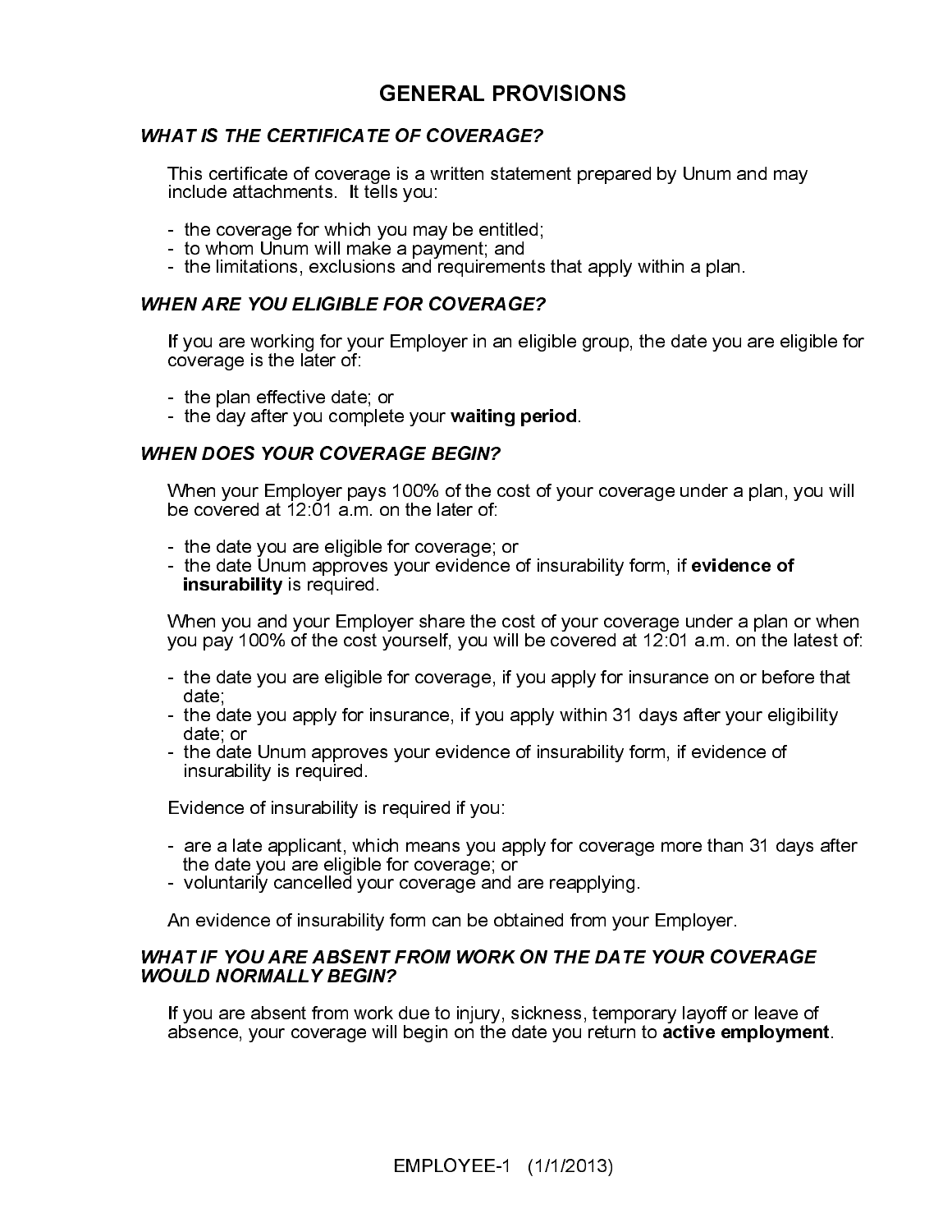# GENERAL PROVISIONS

### *WHAT IS THE CERTIFICATE OF COVERAGE?*

This certificate of coverage is a written statement prepared by Unum and may include attachments. It tells you:

- the coverage for which you may be entitled;
- to whom Unum will make a payment; and
- the limitations, exclusions and requirements that apply within a plan.

### *WHEN ARE YOU ELIGIBLE FOR COVERAGE?*

If you are working for your Employer in an eligible group, the date you are eligible for coverage is the later of:

- the plan effective date; or
- the day after you complete your **waiting period**.

### *WHEN DOES YOUR COVERAGE BEGIN?*

When your Employer pays 100% of the cost of your coverage under a plan, you will be covered at 12:01 a.m. on the later of:

- the date you are eligible for coverage; or
- the date Unum approves your evidence of insurability form, if **evidence of insurability** is required.

When you and your Employer share the cost of your coverage under a plan or when you pay 100% of the cost yourself, you will be covered at 12:01 a.m. on the latest of:

- the date you are eligible for coverage, if you apply for insurance on or before that date;
- the date you apply for insurance, if you apply within 31 days after your eligibility date; or
- the date Unum approves your evidence of insurability form, if evidence of insurability is required.

Evidence of insurability is required if you:

- are a late applicant, which means you apply for coverage more than 31 days after the date you are eligible for coverage; or
- voluntarily cancelled your coverage and are reapplying.

An evidence of insurability form can be obtained from your Employer.

### *WHAT IF YOU ARE ABSENT FROM WORK ON THE DATE YOUR COVERAGE WOULD NORMALLY BEGIN?*

If you are absent from work due to injury, sickness, temporary layoff or leave of absence, your coverage will begin on the date you return to **active employment**.

EMPLOYEE-1 (1/1/2013)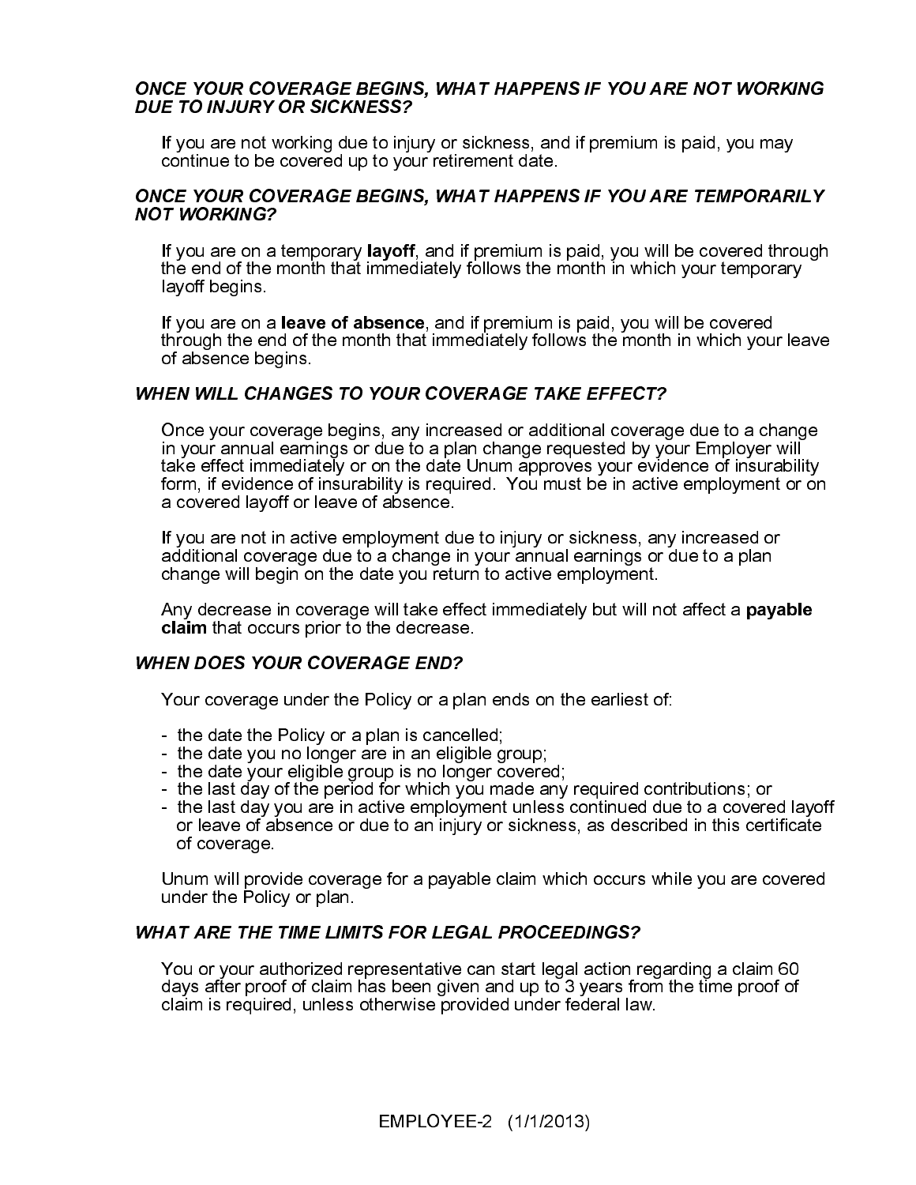### *ONCE YOUR COVERAGE BEGINS, WHAT HAPPENS IF YOU ARE NOT WORKING DUE TO INJURY OR SICKNESS?*

If you are not working due to injury or sickness, and if premium is paid, you may continue to be covered up to your retirement date.

### *ONCE YOUR COVERAGE BEGINS, WHAT HAPPENS IF YOU ARE TEMPORARILY NOT WORKING?*

If you are on a temporary **layoff**, and if premium is paid, you will be covered through the end of the month that immediately follows the month in which your temporary layoff begins.

If you are on a **leave of absence**, and if premium is paid, you will be covered through the end of the month that immediately follows the month in which your leave of absence begins.

### *WHEN WILL CHANGES TO YOUR COVERAGE TAKE EFFECT?*

Once your coverage begins, any increased or additional coverage due to a change in your annual earnings or due to a plan change requested by your Employer will take effect immediately or on the date Unum approves your evidence of insurability form, if evidence of insurability is required. You must be in active employment or on a covered layoff or leave of absence.

If you are not in active employment due to injury or sickness, any increased or additional coverage due to a change in your annual earnings or due to a plan change will begin on the date you return to active employment.

Any decrease in coverage will take effect immediately but will not affect a **payable claim** that occurs prior to the decrease.

### *WHEN DOES YOUR COVERAGE END?*

Your coverage under the Policy or a plan ends on the earliest of:

- the date the Policy or a plan is cancelled;
- the date you no longer are in an eligible group;
- the date your eligible group is no longer covered;
- the last day of the period for which you made any required contributions; or
- the last day you are in active employment unless continued due to a covered layoff or leave of absence or due to an injury or sickness, as described in this certificate of coverage.

Unum will provide coverage for a payable claim which occurs while you are covered under the Policy or plan.

### *WHAT ARE THE TIME LIMITS FOR LEGAL PROCEEDINGS?*

You or your authorized representative can start legal action regarding a claim 60 days after proof of claim has been given and up to 3 years from the time proof of claim is required, unless otherwise provided under federal law.

EMPLOYEE-2 (1/1/2013)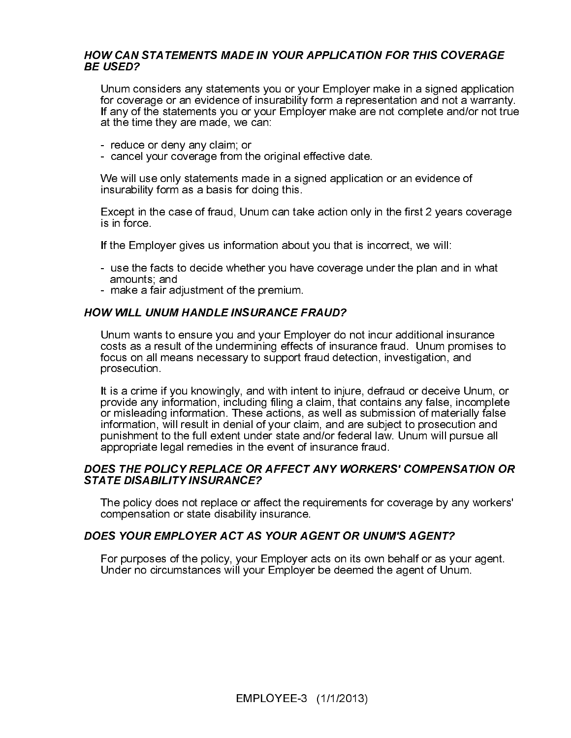### *HOW CAN STATEMENTS MADE IN YOUR APPLICATION FOR THIS COVERAGE BE USED?*

Unum considers any statements you or your Employer make in a signed application for coverage or an evidence of insurability form a representation and not a warranty. If any of the statements you or your Employer make are not complete and/or not true at the time they are made, we can:

- reduce or deny any claim; or
- cancel your coverage from the original effective date.

We will use only statements made in a signed application or an evidence of insurability form as a basis for doing this.

Except in the case of fraud, Unum can take action only in the first 2 years coverage is in force.

If the Employer gives us information about you that is incorrect, we will:

- use the facts to decide whether you have coverage under the plan and in what amounts; and
- make a fair adjustment of the premium.

### *HOW WILL UNUM HANDLE INSURANCE FRAUD?*

Unum wants to ensure you and your Employer do not incur additional insurance costs as a result of the undermining effects of insurance fraud. Unum promises to focus on all means necessary to support fraud detection, investigation, and prosecution.

It is a crime if you knowingly, and with intent to injure, defraud or deceive Unum, or provide any information, including filing a claim, that contains any false, incomplete or misleading information. These actions, as well as submission of materially false information, will result in denial of your claim, and are subject to prosecution and punishment to the full extent under state and/or federal law. Unum will pursue all appropriate legal remedies in the event of insurance fraud.

### *DOES THE POLICY REPLACE OR AFFECT ANY WORKERS' COMPENSATION OR STATE DISABILITY INSURANCE?*

The policy does not replace or affect the requirements for coverage by any workers' compensation or state disability insurance.

### *DOES YOUR EMPLOYER ACT AS YOUR AGENT OR UNUM'S AGENT?*

For purposes of the policy, your Employer acts on its own behalf or as your agent. Under no circumstances will your Employer be deemed the agent of Unum.

EMPLOYEE-3 (1/1/2013)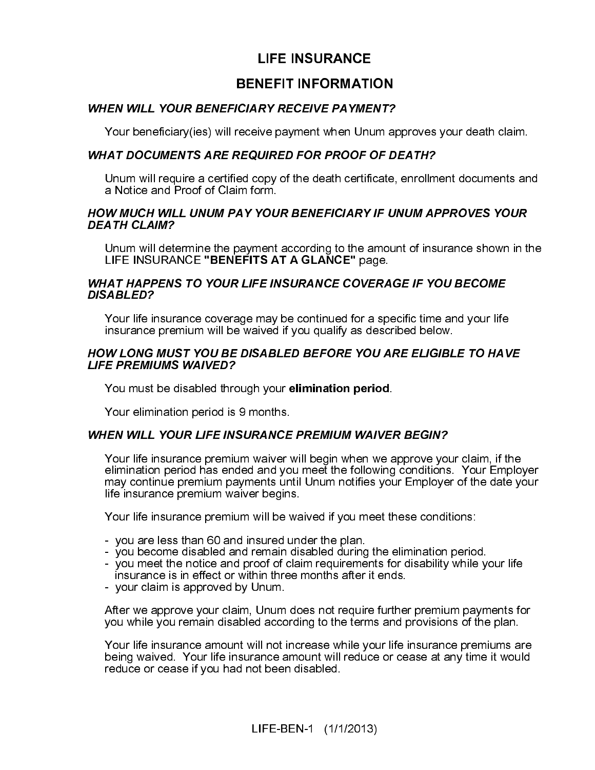# LIFE INSURANCE

## BENEFIT INFORMATION

### *WHEN WILL YOUR BENEFICIARY RECEIVE PAYMENT?*

Your beneficiary(ies) will receive payment when Unum approves your death claim.

### *WHAT DOCUMENTS ARE REQUIRED FOR PROOF OF DEATH?*

Unum will require a certified copy of the death certificate, enrollment documents and a Notice and Proof of Claim form.

### *HOW MUCH WILL UNUM PAY YOUR BENEFICIARY IF UNUM APPROVES YOUR DEATH CLAIM?*

Unum will determine the payment according to the amount of insurance shown in the LIFE INSURANCE **"BENEFITS AT A GLANCE"** page.

### *WHAT HAPPENS TO YOUR LIFE INSURANCE COVERAGE IF YOU BECOME DISABLED?*

Your life insurance coverage may be continued for a specific time and your life insurance premium will be waived if you qualify as described below.

### *HOW LONG MUST YOU BE DISABLED BEFORE YOU ARE ELIGIBLE TO HAVE LIFE PREMIUMS WAIVED?*

You must be disabled through your **elimination period**.

Your elimination period is 9 months.

### *WHEN WILL YOUR LIFE INSURANCE PREMIUM WAIVER BEGIN?*

Your life insurance premium waiver will begin when we approve your claim, if the elimination period has ended and you meet the following conditions. Your Employer may continue premium payments until Unum notifies your Employer of the date your life insurance premium waiver begins.

Your life insurance premium will be waived if you meet these conditions:

- you are less than 60 and insured under the plan.
- you become disabled and remain disabled during the elimination period.
- you meet the notice and proof of claim requirements for disability while your life insurance is in effect or within three months after it ends.
- your claim is approved by Unum.

After we approve your claim, Unum does not require further premium payments for you while you remain disabled according to the terms and provisions of the plan.

Your life insurance amount will not increase while your life insurance premiums are being waived. Your life insurance amount will reduce or cease at any time it would reduce or cease if you had not been disabled.

LIFE-BEN-1 (1/1/2013)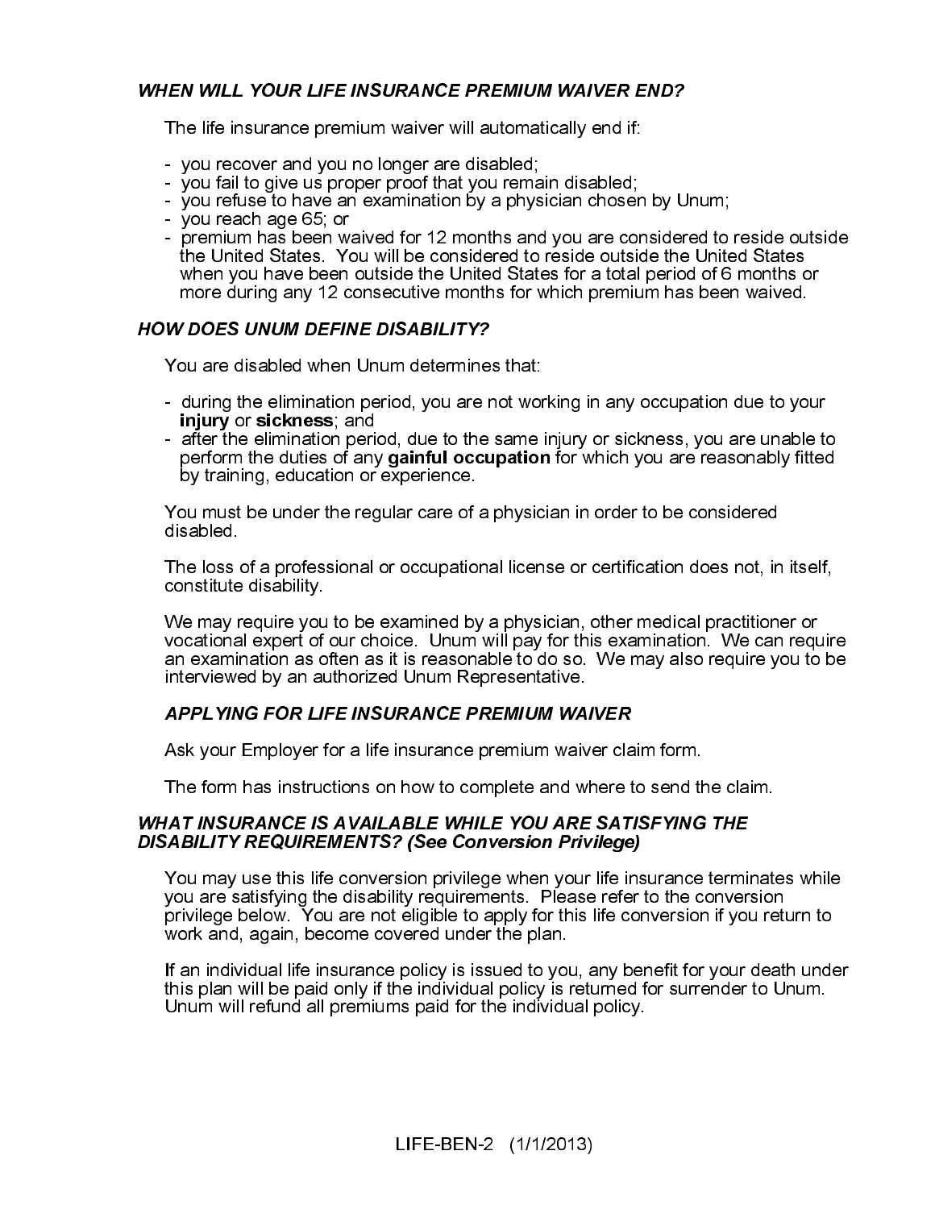### *WHEN WILL YOUR LIFE INSURANCE PREMIUM WAIVER END?*

The life insurance premium waiver will automatically end if:

- you recover and you no longer are disabled;
- you fail to give us proper proof that you remain disabled;
- you refuse to have an examination by a physician chosen by Unum;
- you reach age 65; or
- premium has been waived for 12 months and you are considered to reside outside the United States. You will be considered to reside outside the United States when you have been outside the United States for a total period of 6 months or more during any 12 consecutive months for which premium has been waived.

### *HOW DOES UNUM DEFINE DISABILITY?*

You are disabled when Unum determines that:

- during the elimination period, you are not working in any occupation due to your **injury** or **sickness**; and
- after the elimination period, due to the same injury or sickness, you are unable to perform the duties of any **gainful occupation** for which you are reasonably fitted by training, education or experience.

You must be under the regular care of a physician in order to be considered disabled.

The loss of a professional or occupational license or certification does not, in itself, constitute disability.

We may require you to be examined by a physician, other medical practitioner or vocational expert of our choice. Unum will pay for this examination. We can require an examination as often as it is reasonable to do so. We may also require you to be interviewed by an authorized Unum Representative.

#### *APPLYING FOR LIFE INSURANCE PREMIUM WAIVER*

Ask your Employer for a life insurance premium waiver claim form.

The form has instructions on how to complete and where to send the claim.

### *WHAT INSURANCE IS AVAILABLE WHILE YOU ARE SATISFYING THE DISABILITY REQUIREMENTS? (See Conversion Privilege)*

You may use this life conversion privilege when your life insurance terminates while you are satisfying the disability requirements. Please refer to the conversion privilege below. You are not eligible to apply for this life conversion if you return to work and, again, become covered under the plan.

If an individual life insurance policy is issued to you, any benefit for your death under this plan will be paid only if the individual policy is returned for surrender to Unum. Unum will refund all premiums paid for the individual policy.

LIFE-BEN-2 (1/1/2013)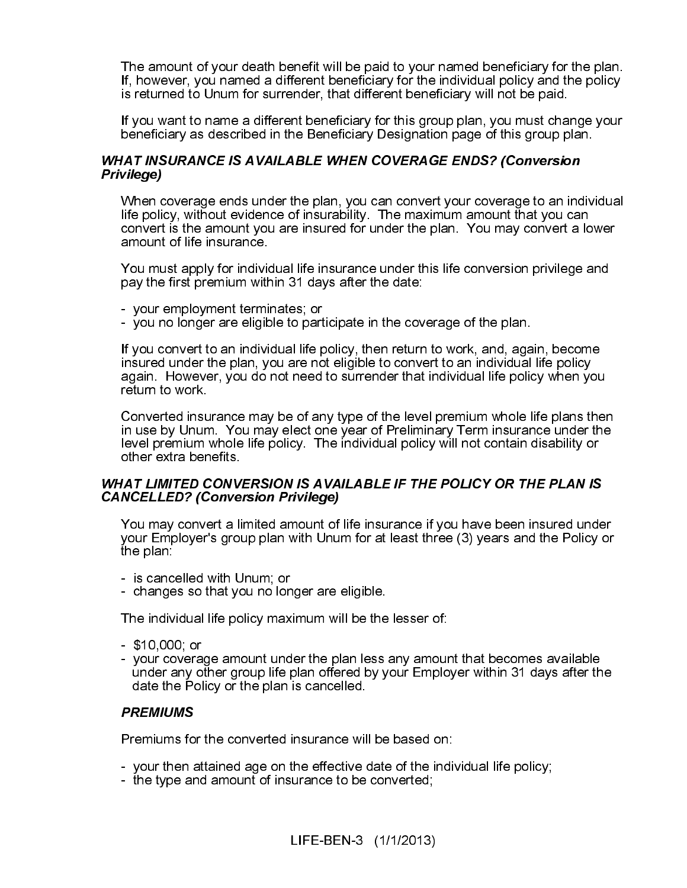The amount of your death benefit will be paid to your named beneficiary for the plan. If, however, you named a different beneficiary for the individual policy and the policy is returned to Unum for surrender, that different beneficiary will not be paid.

If you want to name a different beneficiary for this group plan, you must change your beneficiary as described in the Beneficiary Designation page of this group plan.

### *WHAT INSURANCE IS AVAILABLE WHEN COVERAGE ENDS? (Conversion Privilege)*

When coverage ends under the plan, you can convert your coverage to an individual life policy, without evidence of insurability. The maximum amount that you can convert is the amount you are insured for under the plan. You may convert a lower amount of life insurance.

You must apply for individual life insurance under this life conversion privilege and pay the first premium within 31 days after the date:

- your employment terminates; or
- you no longer are eligible to participate in the coverage of the plan.

If you convert to an individual life policy, then return to work, and, again, become insured under the plan, you are not eligible to convert to an individual life policy again. However, you do not need to surrender that individual life policy when you return to work.

Converted insurance may be of any type of the level premium whole life plans then in use by Unum. You may elect one year of Preliminary Term insurance under the level premium whole life policy. The individual policy will not contain disability or other extra benefits.

### *WHAT LIMITED CONVERSION IS AVAILABLE IF THE POLICY OR THE PLAN IS CANCELLED? (Conversion Privilege)*

You may convert a limited amount of life insurance if you have been insured under your Employer's group plan with Unum for at least three (3) years and the Policy or the plan:

- is cancelled with Unum; or
- changes so that you no longer are eligible.

The individual life policy maximum will be the lesser of:

- $10,000; or
- your coverage amount under the plan less any amount that becomes available under any other group life plan offered by your Employer within 31 days after the date the Policy or the plan is cancelled.

#### *PREMIUMS*

Premiums for the converted insurance will be based on:

- your then attained age on the effective date of the individual life policy;
- the type and amount of insurance to be converted;

LIFE-BEN-3 (1/1/2013)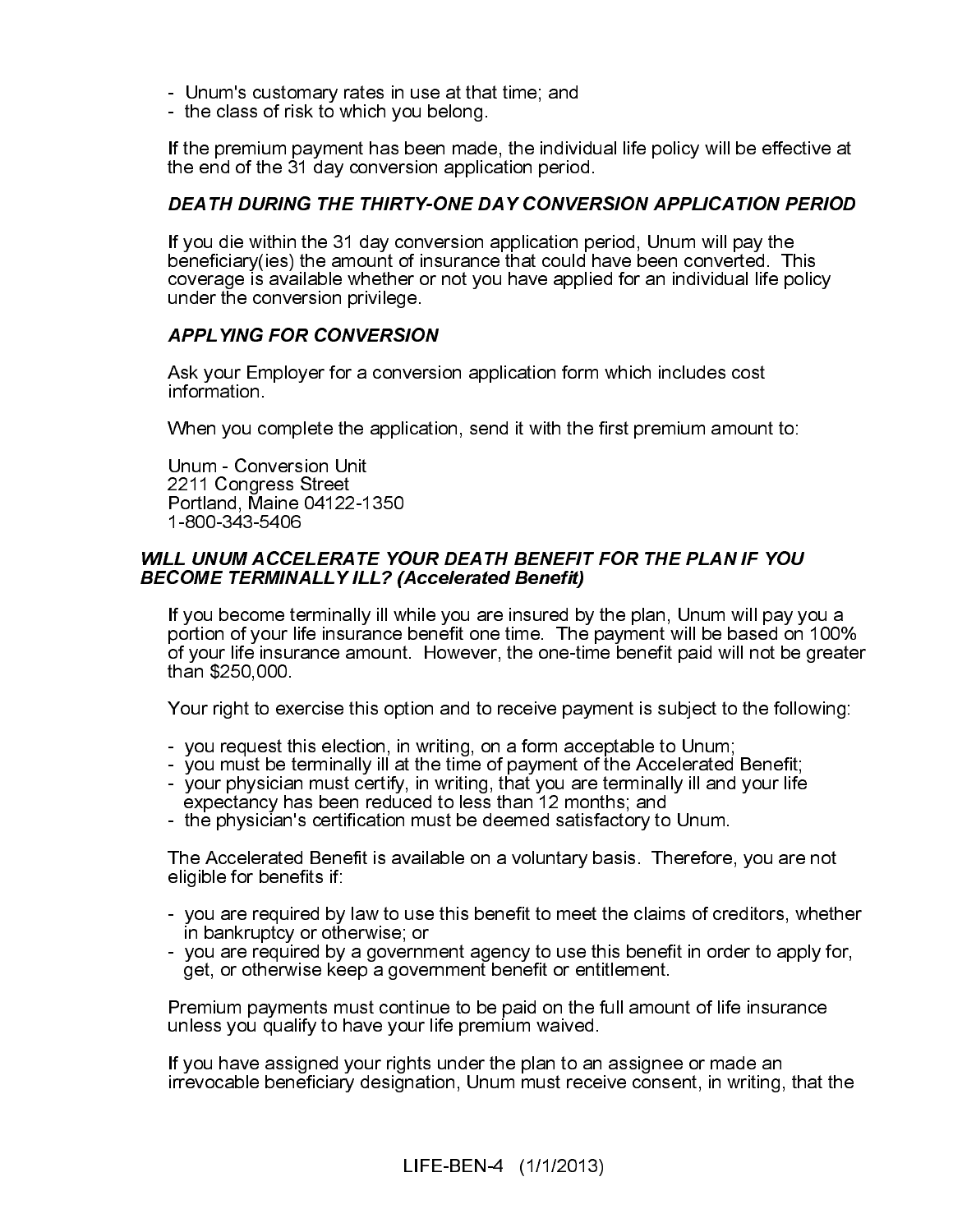- Unum's customary rates in use at that time; and
- the class of risk to which you belong.

If the premium payment has been made, the individual life policy will be effective at the end of the 31 day conversion application period.

***DEATH DURING THE THIRTY-ONE DAY CONVERSION APPLICATION PERIOD***

If you die within the 31 day conversion application period, Unum will pay the beneficiary(ies) the amount of insurance that could have been converted. This coverage is available whether or not you have applied for an individual life policy under the conversion privilege.

***APPLYING FOR CONVERSION***

Ask your Employer for a conversion application form which includes cost information.

When you complete the application, send it with the first premium amount to:

Unum - Conversion Unit
2211 Congress Street
Portland, Maine 04122-1350
1-800-343-5406

***WILL UNUM ACCELERATE YOUR DEATH BENEFIT FOR THE PLAN IF YOU BECOME TERMINALLY ILL? (Accelerated Benefit)***

If you become terminally ill while you are insured by the plan, Unum will pay you a portion of your life insurance benefit one time. The payment will be based on 100% of your life insurance amount. However, the one-time benefit paid will not be greater than $250,000.

Your right to exercise this option and to receive payment is subject to the following:

- you request this election, in writing, on a form acceptable to Unum;
- you must be terminally ill at the time of payment of the Accelerated Benefit;
- your physician must certify, in writing, that you are terminally ill and your life expectancy has been reduced to less than 12 months; and
- the physician's certification must be deemed satisfactory to Unum.

The Accelerated Benefit is available on a voluntary basis. Therefore, you are not eligible for benefits if:

- you are required by law to use this benefit to meet the claims of creditors, whether in bankruptcy or otherwise; or
- you are required by a government agency to use this benefit in order to apply for, get, or otherwise keep a government benefit or entitlement.

Premium payments must continue to be paid on the full amount of life insurance unless you qualify to have your life premium waived.

If you have assigned your rights under the plan to an assignee or made an irrevocable beneficiary designation, Unum must receive consent, in writing, that the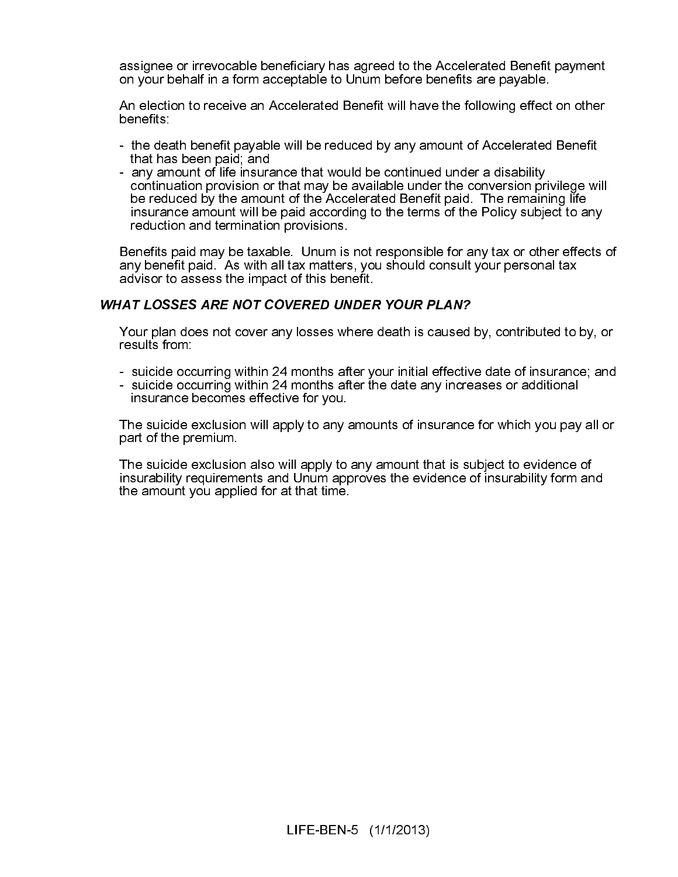assignee or irrevocable beneficiary has agreed to the Accelerated Benefit payment on your behalf in a form acceptable to Unum before benefits are payable.

An election to receive an Accelerated Benefit will have the following effect on other benefits:

- the death benefit payable will be reduced by any amount of Accelerated Benefit that has been paid; and
- any amount of life insurance that would be continued under a disability continuation provision or that may be available under the conversion privilege will be reduced by the amount of the Accelerated Benefit paid. The remaining life insurance amount will be paid according to the terms of the Policy subject to any reduction and termination provisions.

Benefits paid may be taxable. Unum is not responsible for any tax or other effects of any benefit paid. As with all tax matters, you should consult your personal tax advisor to assess the impact of this benefit.

### *WHAT LOSSES ARE NOT COVERED UNDER YOUR PLAN?*

Your plan does not cover any losses where death is caused by, contributed to by, or results from:

- suicide occurring within 24 months after your initial effective date of insurance; and
- suicide occurring within 24 months after the date any increases or additional insurance becomes effective for you.

The suicide exclusion will apply to any amounts of insurance for which you pay all or part of the premium.

The suicide exclusion also will apply to any amount that is subject to evidence of insurability requirements and Unum approves the evidence of insurability form and the amount you applied for at that time.

LIFE-BEN-5 (1/1/2013)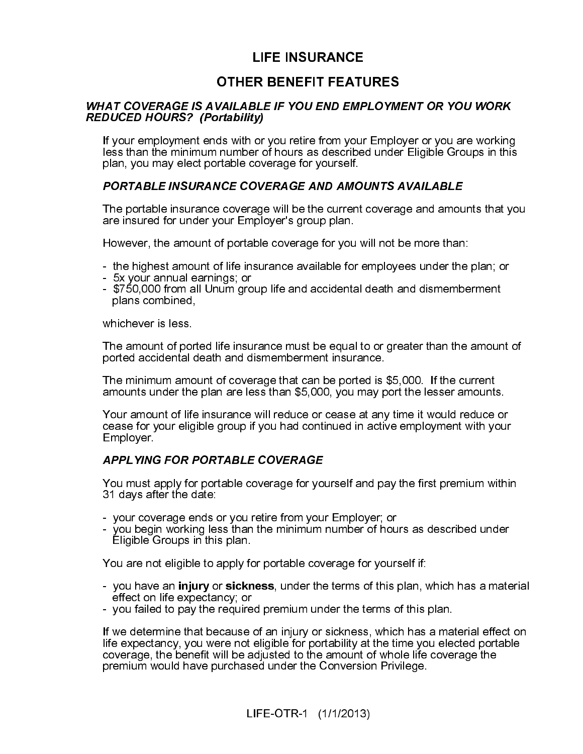# LIFE INSURANCE

## OTHER BENEFIT FEATURES

### *WHAT COVERAGE IS AVAILABLE IF YOU END EMPLOYMENT OR YOU WORK REDUCED HOURS? (Portability)*

If your employment ends with or you retire from your Employer or you are working less than the minimum number of hours as described under Eligible Groups in this plan, you may elect portable coverage for yourself.

#### *PORTABLE INSURANCE COVERAGE AND AMOUNTS AVAILABLE*

The portable insurance coverage will be the current coverage and amounts that you are insured for under your Employer's group plan.

However, the amount of portable coverage for you will not be more than:

- the highest amount of life insurance available for employees under the plan; or
- 5x your annual earnings; or
- $750,000 from all Unum group life and accidental death and dismemberment plans combined,

whichever is less.

The amount of ported life insurance must be equal to or greater than the amount of ported accidental death and dismemberment insurance.

The minimum amount of coverage that can be ported is $5,000. If the current amounts under the plan are less than $5,000, you may port the lesser amounts.

Your amount of life insurance will reduce or cease at any time it would reduce or cease for your eligible group if you had continued in active employment with your Employer.

#### *APPLYING FOR PORTABLE COVERAGE*

You must apply for portable coverage for yourself and pay the first premium within 31 days after the date:

- your coverage ends or you retire from your Employer; or
- you begin working less than the minimum number of hours as described under Eligible Groups in this plan.

You are not eligible to apply for portable coverage for yourself if:

- you have an **injury** or **sickness**, under the terms of this plan, which has a material effect on life expectancy; or
- you failed to pay the required premium under the terms of this plan.

If we determine that because of an injury or sickness, which has a material effect on life expectancy, you were not eligible for portability at the time you elected portable coverage, the benefit will be adjusted to the amount of whole life coverage the premium would have purchased under the Conversion Privilege.

LIFE-OTR-1 (1/1/2013)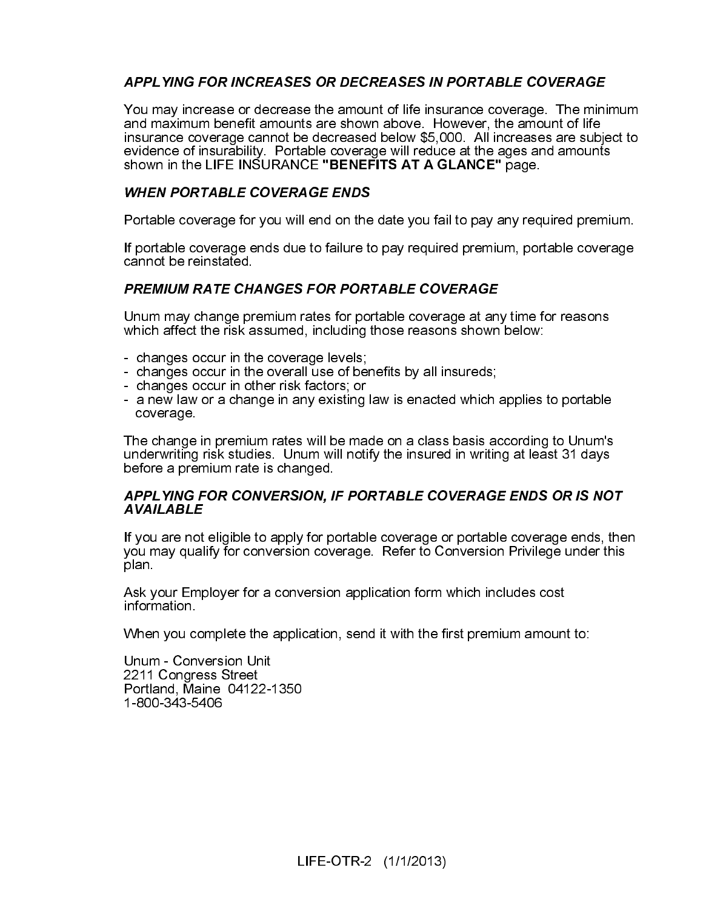### *APPLYING FOR INCREASES OR DECREASES IN PORTABLE COVERAGE*

You may increase or decrease the amount of life insurance coverage. The minimum and maximum benefit amounts are shown above. However, the amount of life insurance coverage cannot be decreased below $5,000. All increases are subject to evidence of insurability. Portable coverage will reduce at the ages and amounts shown in the LIFE INSURANCE **"BENEFITS AT A GLANCE"** page.

### *WHEN PORTABLE COVERAGE ENDS*

Portable coverage for you will end on the date you fail to pay any required premium.

If portable coverage ends due to failure to pay required premium, portable coverage cannot be reinstated.

### *PREMIUM RATE CHANGES FOR PORTABLE COVERAGE*

Unum may change premium rates for portable coverage at any time for reasons which affect the risk assumed, including those reasons shown below:

- changes occur in the coverage levels;
- changes occur in the overall use of benefits by all insureds;
- changes occur in other risk factors; or
- a new law or a change in any existing law is enacted which applies to portable coverage.

The change in premium rates will be made on a class basis according to Unum's underwriting risk studies. Unum will notify the insured in writing at least 31 days before a premium rate is changed.

### *APPLYING FOR CONVERSION, IF PORTABLE COVERAGE ENDS OR IS NOT AVAILABLE*

If you are not eligible to apply for portable coverage or portable coverage ends, then you may qualify for conversion coverage. Refer to Conversion Privilege under this plan.

Ask your Employer for a conversion application form which includes cost information.

When you complete the application, send it with the first premium amount to:

Unum - Conversion Unit
2211 Congress Street
Portland, Maine 04122-1350
1-800-343-5406

LIFE-OTR-2 (1/1/2013)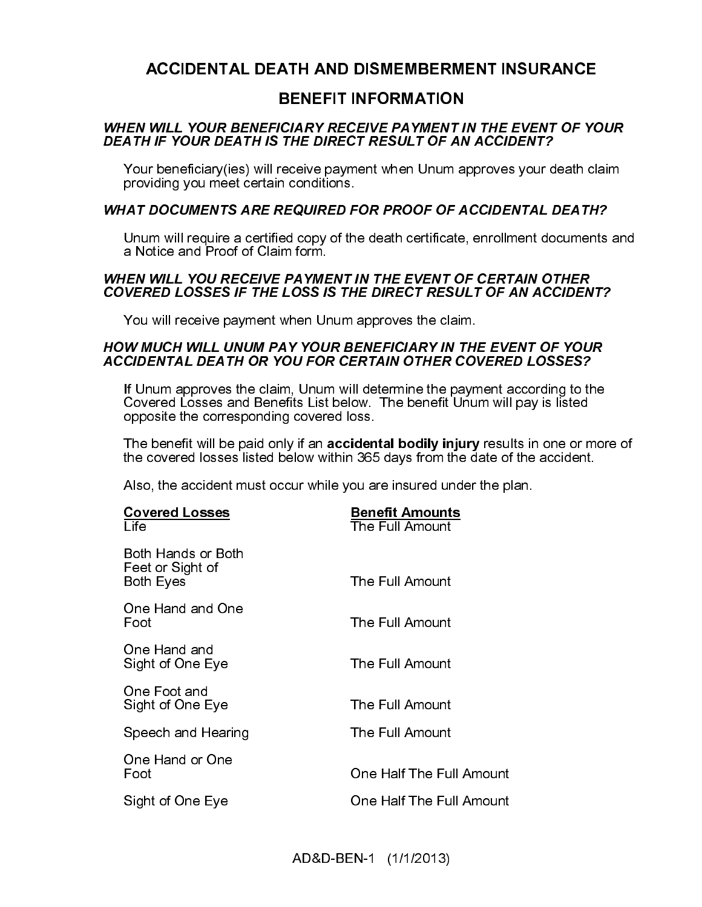# ACCIDENTAL DEATH AND DISMEMBERMENT INSURANCE

## BENEFIT INFORMATION

### *WHEN WILL YOUR BENEFICIARY RECEIVE PAYMENT IN THE EVENT OF YOUR DEATH IF YOUR DEATH IS THE DIRECT RESULT OF AN ACCIDENT?*

Your beneficiary(ies) will receive payment when Unum approves your death claim providing you meet certain conditions.

### *WHAT DOCUMENTS ARE REQUIRED FOR PROOF OF ACCIDENTAL DEATH?*

Unum will require a certified copy of the death certificate, enrollment documents and a Notice and Proof of Claim form.

### *WHEN WILL YOU RECEIVE PAYMENT IN THE EVENT OF CERTAIN OTHER COVERED LOSSES IF THE LOSS IS THE DIRECT RESULT OF AN ACCIDENT?*

You will receive payment when Unum approves the claim.

### *HOW MUCH WILL UNUM PAY YOUR BENEFICIARY IN THE EVENT OF YOUR ACCIDENTAL DEATH OR YOU FOR CERTAIN OTHER COVERED LOSSES?*

If Unum approves the claim, Unum will determine the payment according to the Covered Losses and Benefits List below. The benefit Unum will pay is listed opposite the corresponding covered loss.

The benefit will be paid only if an **accidental bodily injury** results in one or more of the covered losses listed below within 365 days from the date of the accident.

Also, the accident must occur while you are insured under the plan.

| Covered Losses | Benefit Amounts |
|---|---|
| Life | The Full Amount |
| Both Hands or Both Feet or Sight of Both Eyes | The Full Amount |
| One Hand and One Foot | The Full Amount |
| One Hand and Sight of One Eye | The Full Amount |
| One Foot and Sight of One Eye | The Full Amount |
| Speech and Hearing | The Full Amount |
| One Hand or One Foot | One Half The Full Amount |
| Sight of One Eye | One Half The Full Amount |

AD&D-BEN-1 (1/1/2013)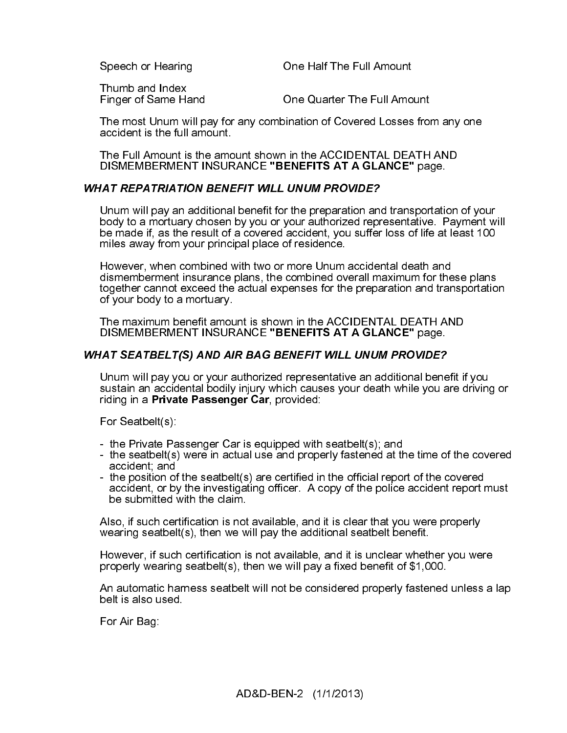| | |
|---|---|
| Speech or Hearing | One Half The Full Amount |
| Thumb and Index Finger of Same Hand | One Quarter The Full Amount |

The most Unum will pay for any combination of Covered Losses from any one accident is the full amount.

The Full Amount is the amount shown in the ACCIDENTAL DEATH AND DISMEMBERMENT INSURANCE **"BENEFITS AT A GLANCE"** page.

### *WHAT REPATRIATION BENEFIT WILL UNUM PROVIDE?*

Unum will pay an additional benefit for the preparation and transportation of your body to a mortuary chosen by you or your authorized representative. Payment will be made if, as the result of a covered accident, you suffer loss of life at least 100 miles away from your principal place of residence.

However, when combined with two or more Unum accidental death and dismemberment insurance plans, the combined overall maximum for these plans together cannot exceed the actual expenses for the preparation and transportation of your body to a mortuary.

The maximum benefit amount is shown in the ACCIDENTAL DEATH AND DISMEMBERMENT INSURANCE **"BENEFITS AT A GLANCE"** page.

### *WHAT SEATBELT(S) AND AIR BAG BENEFIT WILL UNUM PROVIDE?*

Unum will pay you or your authorized representative an additional benefit if you sustain an accidental bodily injury which causes your death while you are driving or riding in a **Private Passenger Car**, provided:

For Seatbelt(s):

- the Private Passenger Car is equipped with seatbelt(s); and
- the seatbelt(s) were in actual use and properly fastened at the time of the covered accident; and
- the position of the seatbelt(s) are certified in the official report of the covered accident, or by the investigating officer. A copy of the police accident report must be submitted with the claim.

Also, if such certification is not available, and it is clear that you were properly wearing seatbelt(s), then we will pay the additional seatbelt benefit.

However, if such certification is not available, and it is unclear whether you were properly wearing seatbelt(s), then we will pay a fixed benefit of $1,000.

An automatic harness seatbelt will not be considered properly fastened unless a lap belt is also used.

For Air Bag: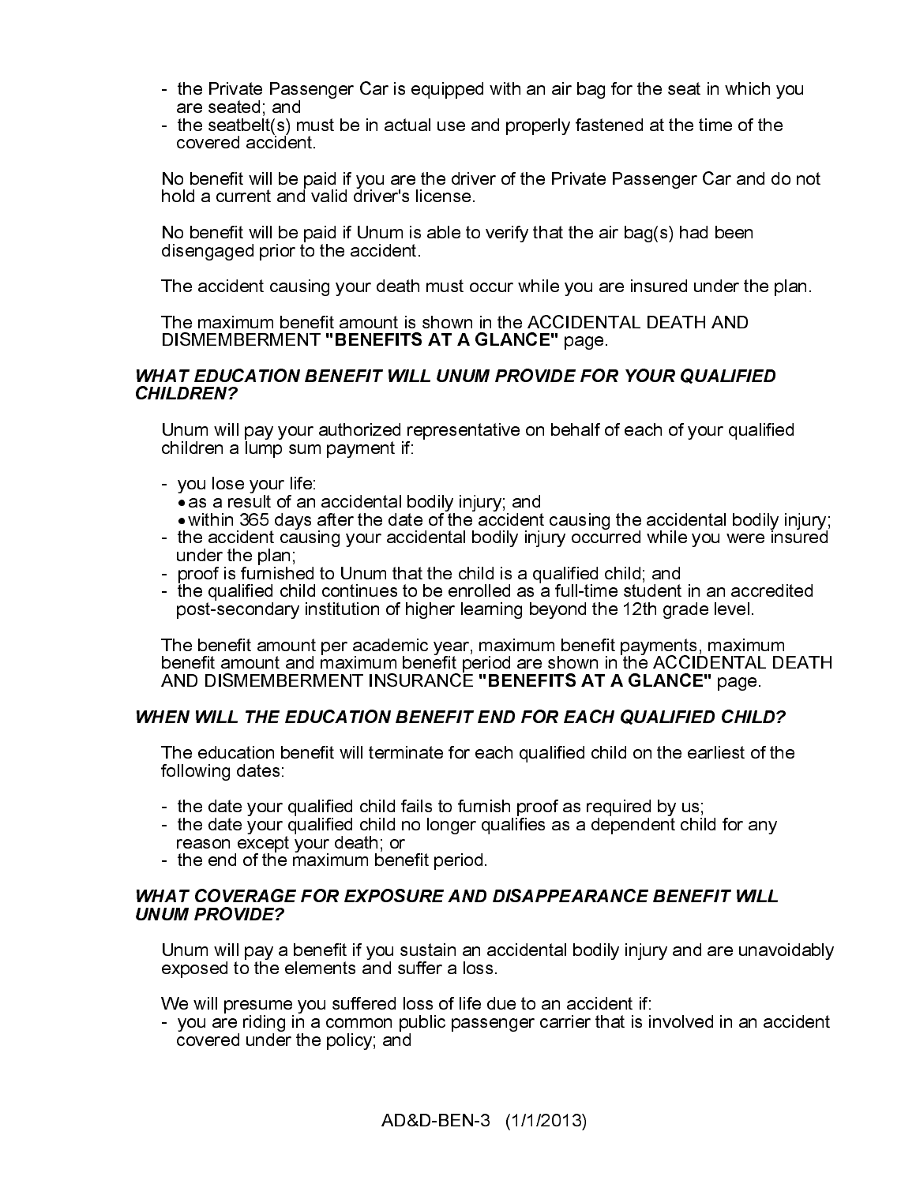- the Private Passenger Car is equipped with an air bag for the seat in which you are seated; and
- the seatbelt(s) must be in actual use and properly fastened at the time of the covered accident.

No benefit will be paid if you are the driver of the Private Passenger Car and do not hold a current and valid driver's license.

No benefit will be paid if Unum is able to verify that the air bag(s) had been disengaged prior to the accident.

The accident causing your death must occur while you are insured under the plan.

The maximum benefit amount is shown in the ACCIDENTAL DEATH AND DISMEMBERMENT **"BENEFITS AT A GLANCE"** page.

### *WHAT EDUCATION BENEFIT WILL UNUM PROVIDE FOR YOUR QUALIFIED CHILDREN?*

Unum will pay your authorized representative on behalf of each of your qualified children a lump sum payment if:

- you lose your life:
  - as a result of an accidental bodily injury; and
  - within 365 days after the date of the accident causing the accidental bodily injury;
- the accident causing your accidental bodily injury occurred while you were insured under the plan;
- proof is furnished to Unum that the child is a qualified child; and
- the qualified child continues to be enrolled as a full-time student in an accredited post-secondary institution of higher learning beyond the 12th grade level.

The benefit amount per academic year, maximum benefit payments, maximum benefit amount and maximum benefit period are shown in the ACCIDENTAL DEATH AND DISMEMBERMENT INSURANCE **"BENEFITS AT A GLANCE"** page.

### *WHEN WILL THE EDUCATION BENEFIT END FOR EACH QUALIFIED CHILD?*

The education benefit will terminate for each qualified child on the earliest of the following dates:

- the date your qualified child fails to furnish proof as required by us;
- the date your qualified child no longer qualifies as a dependent child for any reason except your death; or
- the end of the maximum benefit period.

### *WHAT COVERAGE FOR EXPOSURE AND DISAPPEARANCE BENEFIT WILL UNUM PROVIDE?*

Unum will pay a benefit if you sustain an accidental bodily injury and are unavoidably exposed to the elements and suffer a loss.

We will presume you suffered loss of life due to an accident if:
- you are riding in a common public passenger carrier that is involved in an accident covered under the policy; and

AD&D-BEN-3 (1/1/2013)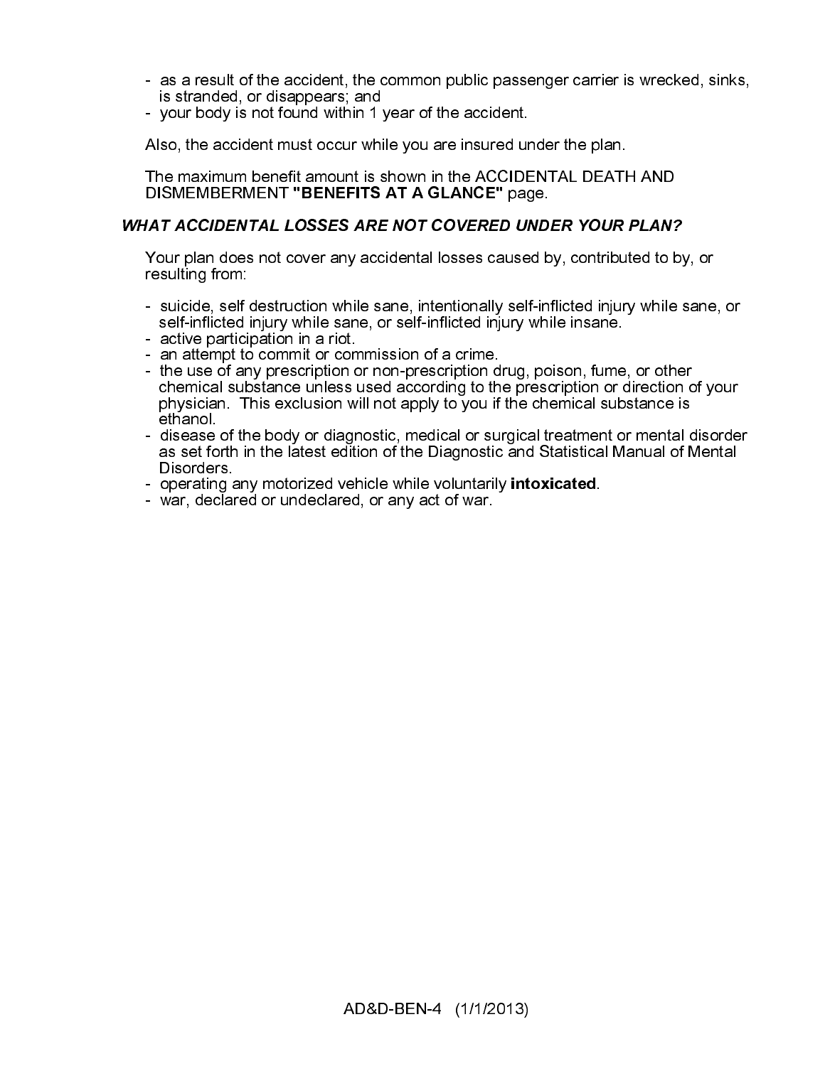- as a result of the accident, the common public passenger carrier is wrecked, sinks, is stranded, or disappears; and
- your body is not found within 1 year of the accident.

Also, the accident must occur while you are insured under the plan.

The maximum benefit amount is shown in the ACCIDENTAL DEATH AND DISMEMBERMENT **"BENEFITS AT A GLANCE"** page.

### *WHAT ACCIDENTAL LOSSES ARE NOT COVERED UNDER YOUR PLAN?*

Your plan does not cover any accidental losses caused by, contributed to by, or resulting from:

- suicide, self destruction while sane, intentionally self-inflicted injury while sane, or self-inflicted injury while sane, or self-inflicted injury while insane.
- active participation in a riot.
- an attempt to commit or commission of a crime.
- the use of any prescription or non-prescription drug, poison, fume, or other chemical substance unless used according to the prescription or direction of your physician. This exclusion will not apply to you if the chemical substance is ethanol.
- disease of the body or diagnostic, medical or surgical treatment or mental disorder as set forth in the latest edition of the Diagnostic and Statistical Manual of Mental Disorders.
- operating any motorized vehicle while voluntarily **intoxicated**.
- war, declared or undeclared, or any act of war.

AD&D-BEN-4 (1/1/2013)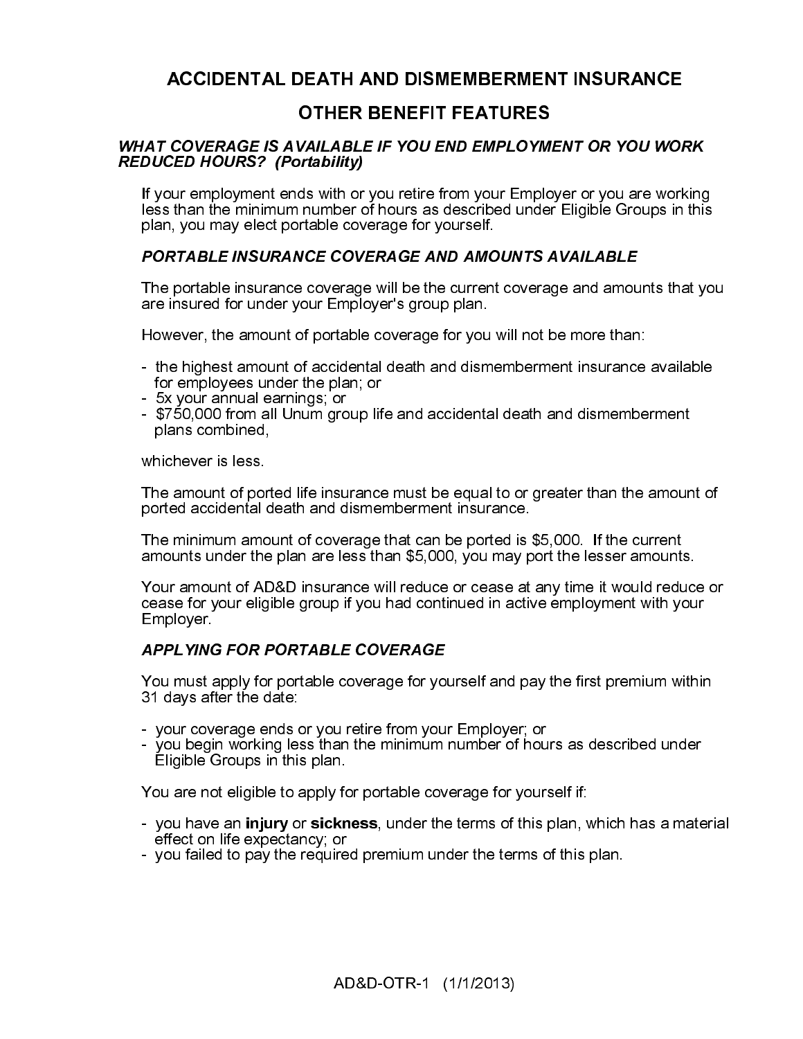# ACCIDENTAL DEATH AND DISMEMBERMENT INSURANCE

## OTHER BENEFIT FEATURES

### *WHAT COVERAGE IS AVAILABLE IF YOU END EMPLOYMENT OR YOU WORK REDUCED HOURS? (Portability)*

If your employment ends with or you retire from your Employer or you are working less than the minimum number of hours as described under Eligible Groups in this plan, you may elect portable coverage for yourself.

### *PORTABLE INSURANCE COVERAGE AND AMOUNTS AVAILABLE*

The portable insurance coverage will be the current coverage and amounts that you are insured for under your Employer's group plan.

However, the amount of portable coverage for you will not be more than:

- the highest amount of accidental death and dismemberment insurance available for employees under the plan; or
- 5x your annual earnings; or
- $750,000 from all Unum group life and accidental death and dismemberment plans combined,

whichever is less.

The amount of ported life insurance must be equal to or greater than the amount of ported accidental death and dismemberment insurance.

The minimum amount of coverage that can be ported is $5,000. If the current amounts under the plan are less than $5,000, you may port the lesser amounts.

Your amount of AD&D insurance will reduce or cease at any time it would reduce or cease for your eligible group if you had continued in active employment with your Employer.

### *APPLYING FOR PORTABLE COVERAGE*

You must apply for portable coverage for yourself and pay the first premium within 31 days after the date:

- your coverage ends or you retire from your Employer; or
- you begin working less than the minimum number of hours as described under Eligible Groups in this plan.

You are not eligible to apply for portable coverage for yourself if:

- you have an **injury** or **sickness**, under the terms of this plan, which has a material effect on life expectancy; or
- you failed to pay the required premium under the terms of this plan.

AD&D-OTR-1 (1/1/2013)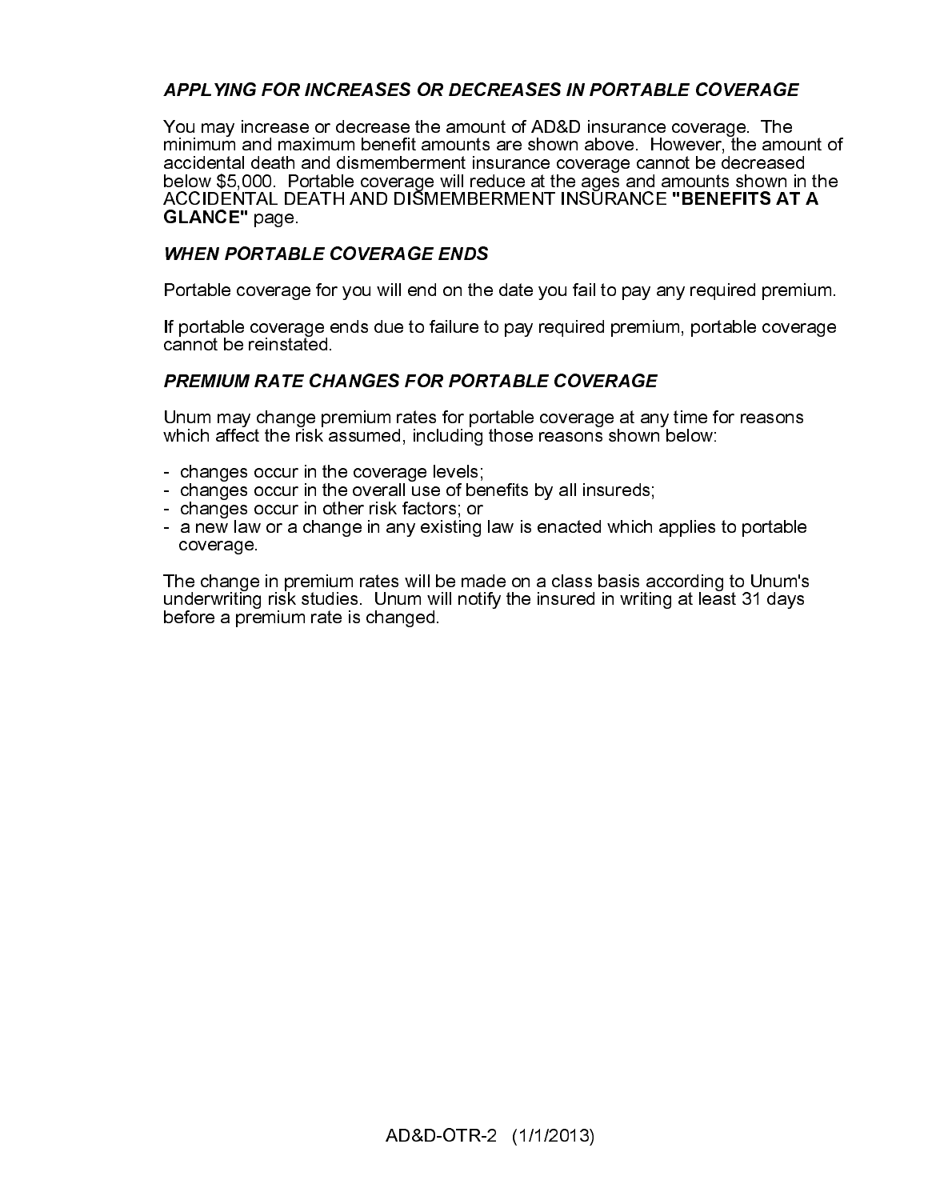### *APPLYING FOR INCREASES OR DECREASES IN PORTABLE COVERAGE*

You may increase or decrease the amount of AD&D insurance coverage. The minimum and maximum benefit amounts are shown above. However, the amount of accidental death and dismemberment insurance coverage cannot be decreased below $5,000. Portable coverage will reduce at the ages and amounts shown in the ACCIDENTAL DEATH AND DISMEMBERMENT INSURANCE **"BENEFITS AT A GLANCE"** page.

### *WHEN PORTABLE COVERAGE ENDS*

Portable coverage for you will end on the date you fail to pay any required premium.

If portable coverage ends due to failure to pay required premium, portable coverage cannot be reinstated.

### *PREMIUM RATE CHANGES FOR PORTABLE COVERAGE*

Unum may change premium rates for portable coverage at any time for reasons which affect the risk assumed, including those reasons shown below:

- changes occur in the coverage levels;
- changes occur in the overall use of benefits by all insureds;
- changes occur in other risk factors; or
- a new law or a change in any existing law is enacted which applies to portable coverage.

The change in premium rates will be made on a class basis according to Unum's underwriting risk studies. Unum will notify the insured in writing at least 31 days before a premium rate is changed.

AD&D-OTR-2 (1/1/2013)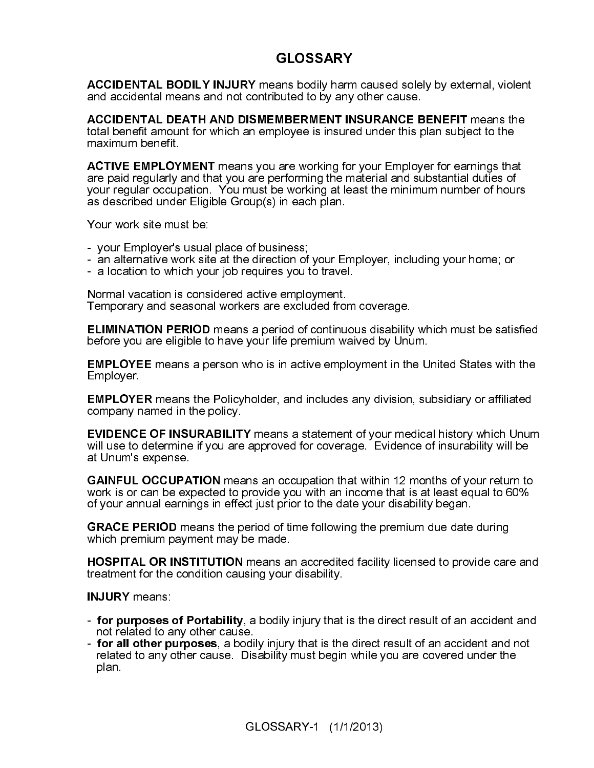# GLOSSARY

**ACCIDENTAL BODILY INJURY** means bodily harm caused solely by external, violent and accidental means and not contributed to by any other cause.

**ACCIDENTAL DEATH AND DISMEMBERMENT INSURANCE BENEFIT** means the total benefit amount for which an employee is insured under this plan subject to the maximum benefit.

**ACTIVE EMPLOYMENT** means you are working for your Employer for earnings that are paid regularly and that you are performing the material and substantial duties of your regular occupation. You must be working at least the minimum number of hours as described under Eligible Group(s) in each plan.

Your work site must be:

- your Employer's usual place of business;
- an alternative work site at the direction of your Employer, including your home; or
- a location to which your job requires you to travel.

Normal vacation is considered active employment.
Temporary and seasonal workers are excluded from coverage.

**ELIMINATION PERIOD** means a period of continuous disability which must be satisfied before you are eligible to have your life premium waived by Unum.

**EMPLOYEE** means a person who is in active employment in the United States with the Employer.

**EMPLOYER** means the Policyholder, and includes any division, subsidiary or affiliated company named in the policy.

**EVIDENCE OF INSURABILITY** means a statement of your medical history which Unum will use to determine if you are approved for coverage. Evidence of insurability will be at Unum's expense.

**GAINFUL OCCUPATION** means an occupation that within 12 months of your return to work is or can be expected to provide you with an income that is at least equal to 60% of your annual earnings in effect just prior to the date your disability began.

**GRACE PERIOD** means the period of time following the premium due date during which premium payment may be made.

**HOSPITAL OR INSTITUTION** means an accredited facility licensed to provide care and treatment for the condition causing your disability.

**INJURY** means:

- **for purposes of Portability**, a bodily injury that is the direct result of an accident and not related to any other cause.
- **for all other purposes**, a bodily injury that is the direct result of an accident and not related to any other cause. Disability must begin while you are covered under the plan.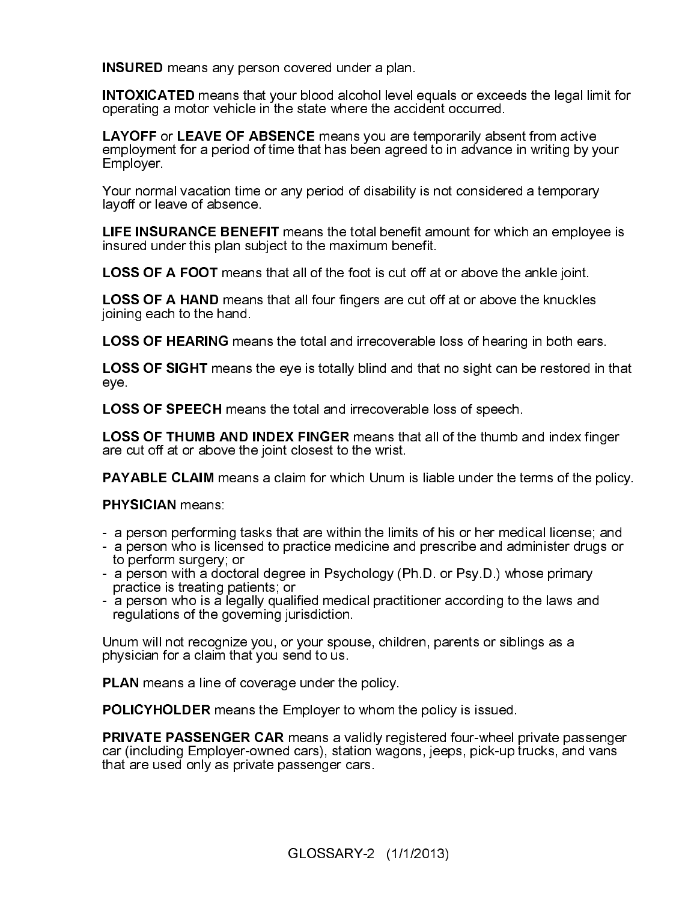**INSURED** means any person covered under a plan.

**INTOXICATED** means that your blood alcohol level equals or exceeds the legal limit for operating a motor vehicle in the state where the accident occurred.

**LAYOFF** or **LEAVE OF ABSENCE** means you are temporarily absent from active employment for a period of time that has been agreed to in advance in writing by your Employer.

Your normal vacation time or any period of disability is not considered a temporary layoff or leave of absence.

**LIFE INSURANCE BENEFIT** means the total benefit amount for which an employee is insured under this plan subject to the maximum benefit.

**LOSS OF A FOOT** means that all of the foot is cut off at or above the ankle joint.

**LOSS OF A HAND** means that all four fingers are cut off at or above the knuckles joining each to the hand.

**LOSS OF HEARING** means the total and irrecoverable loss of hearing in both ears.

**LOSS OF SIGHT** means the eye is totally blind and that no sight can be restored in that eye.

**LOSS OF SPEECH** means the total and irrecoverable loss of speech.

**LOSS OF THUMB AND INDEX FINGER** means that all of the thumb and index finger are cut off at or above the joint closest to the wrist.

**PAYABLE CLAIM** means a claim for which Unum is liable under the terms of the policy.

**PHYSICIAN** means:

- a person performing tasks that are within the limits of his or her medical license; and
- a person who is licensed to practice medicine and prescribe and administer drugs or to perform surgery; or
- a person with a doctoral degree in Psychology (Ph.D. or Psy.D.) whose primary practice is treating patients; or
- a person who is a legally qualified medical practitioner according to the laws and regulations of the governing jurisdiction.

Unum will not recognize you, or your spouse, children, parents or siblings as a physician for a claim that you send to us.

**PLAN** means a line of coverage under the policy.

**POLICYHOLDER** means the Employer to whom the policy is issued.

**PRIVATE PASSENGER CAR** means a validly registered four-wheel private passenger car (including Employer-owned cars), station wagons, jeeps, pick-up trucks, and vans that are used only as private passenger cars.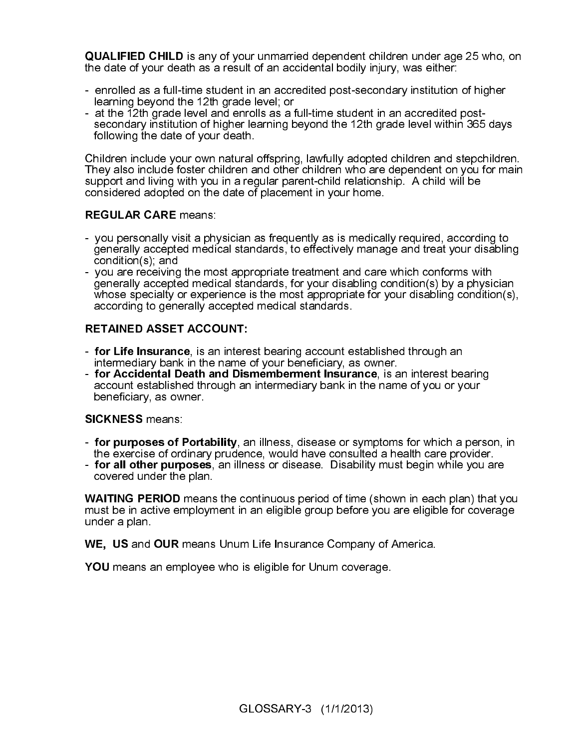**QUALIFIED CHILD** is any of your unmarried dependent children under age 25 who, on the date of your death as a result of an accidental bodily injury, was either:

- enrolled as a full-time student in an accredited post-secondary institution of higher learning beyond the 12th grade level; or
- at the 12th grade level and enrolls as a full-time student in an accredited post-secondary institution of higher learning beyond the 12th grade level within 365 days following the date of your death.

Children include your own natural offspring, lawfully adopted children and stepchildren. They also include foster children and other children who are dependent on you for main support and living with you in a regular parent-child relationship. A child will be considered adopted on the date of placement in your home.

**REGULAR CARE** means:

- you personally visit a physician as frequently as is medically required, according to generally accepted medical standards, to effectively manage and treat your disabling condition(s); and
- you are receiving the most appropriate treatment and care which conforms with generally accepted medical standards, for your disabling condition(s) by a physician whose specialty or experience is the most appropriate for your disabling condition(s), according to generally accepted medical standards.

**RETAINED ASSET ACCOUNT:**

- **for Life Insurance**, is an interest bearing account established through an intermediary bank in the name of your beneficiary, as owner.
- **for Accidental Death and Dismemberment Insurance**, is an interest bearing account established through an intermediary bank in the name of you or your beneficiary, as owner.

**SICKNESS** means:

- **for purposes of Portability**, an illness, disease or symptoms for which a person, in the exercise of ordinary prudence, would have consulted a health care provider.
- **for all other purposes**, an illness or disease. Disability must begin while you are covered under the plan.

**WAITING PERIOD** means the continuous period of time (shown in each plan) that you must be in active employment in an eligible group before you are eligible for coverage under a plan.

**WE, US** and **OUR** means Unum Life Insurance Company of America.

**YOU** means an employee who is eligible for Unum coverage.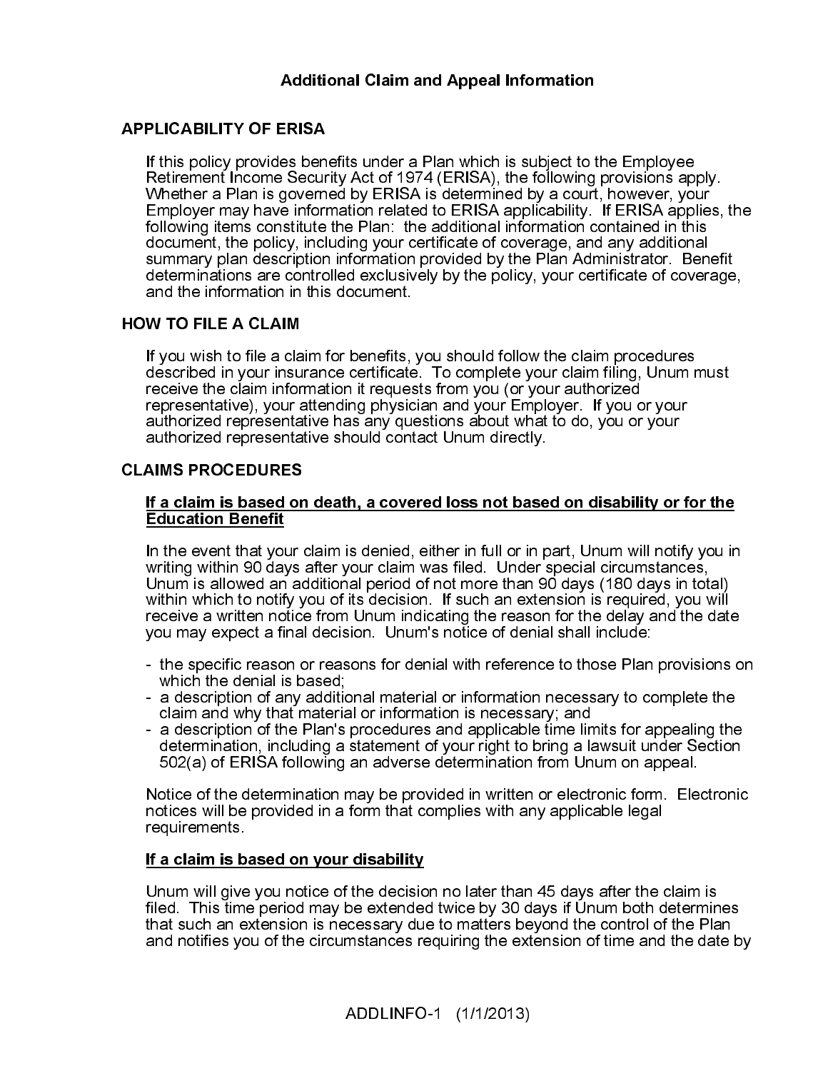## Additional Claim and Appeal Information

### APPLICABILITY OF ERISA

If this policy provides benefits under a Plan which is subject to the Employee Retirement Income Security Act of 1974 (ERISA), the following provisions apply. Whether a Plan is governed by ERISA is determined by a court, however, your Employer may have information related to ERISA applicability. If ERISA applies, the following items constitute the Plan: the additional information contained in this document, the policy, including your certificate of coverage, and any additional summary plan description information provided by the Plan Administrator. Benefit determinations are controlled exclusively by the policy, your certificate of coverage, and the information in this document.

### HOW TO FILE A CLAIM

If you wish to file a claim for benefits, you should follow the claim procedures described in your insurance certificate. To complete your claim filing, Unum must receive the claim information it requests from you (or your authorized representative), your attending physician and your Employer. If you or your authorized representative has any questions about what to do, you or your authorized representative should contact Unum directly.

### CLAIMS PROCEDURES

**If a claim is based on death, a covered loss not based on disability or for the Education Benefit**

In the event that your claim is denied, either in full or in part, Unum will notify you in writing within 90 days after your claim was filed. Under special circumstances, Unum is allowed an additional period of not more than 90 days (180 days in total) within which to notify you of its decision. If such an extension is required, you will receive a written notice from Unum indicating the reason for the delay and the date you may expect a final decision. Unum's notice of denial shall include:

- the specific reason or reasons for denial with reference to those Plan provisions on which the denial is based;
- a description of any additional material or information necessary to complete the claim and why that material or information is necessary; and
- a description of the Plan's procedures and applicable time limits for appealing the determination, including a statement of your right to bring a lawsuit under Section 502(a) of ERISA following an adverse determination from Unum on appeal.

Notice of the determination may be provided in written or electronic form. Electronic notices will be provided in a form that complies with any applicable legal requirements.

**If a claim is based on your disability**

Unum will give you notice of the decision no later than 45 days after the claim is filed. This time period may be extended twice by 30 days if Unum both determines that such an extension is necessary due to matters beyond the control of the Plan and notifies you of the circumstances requiring the extension of time and the date by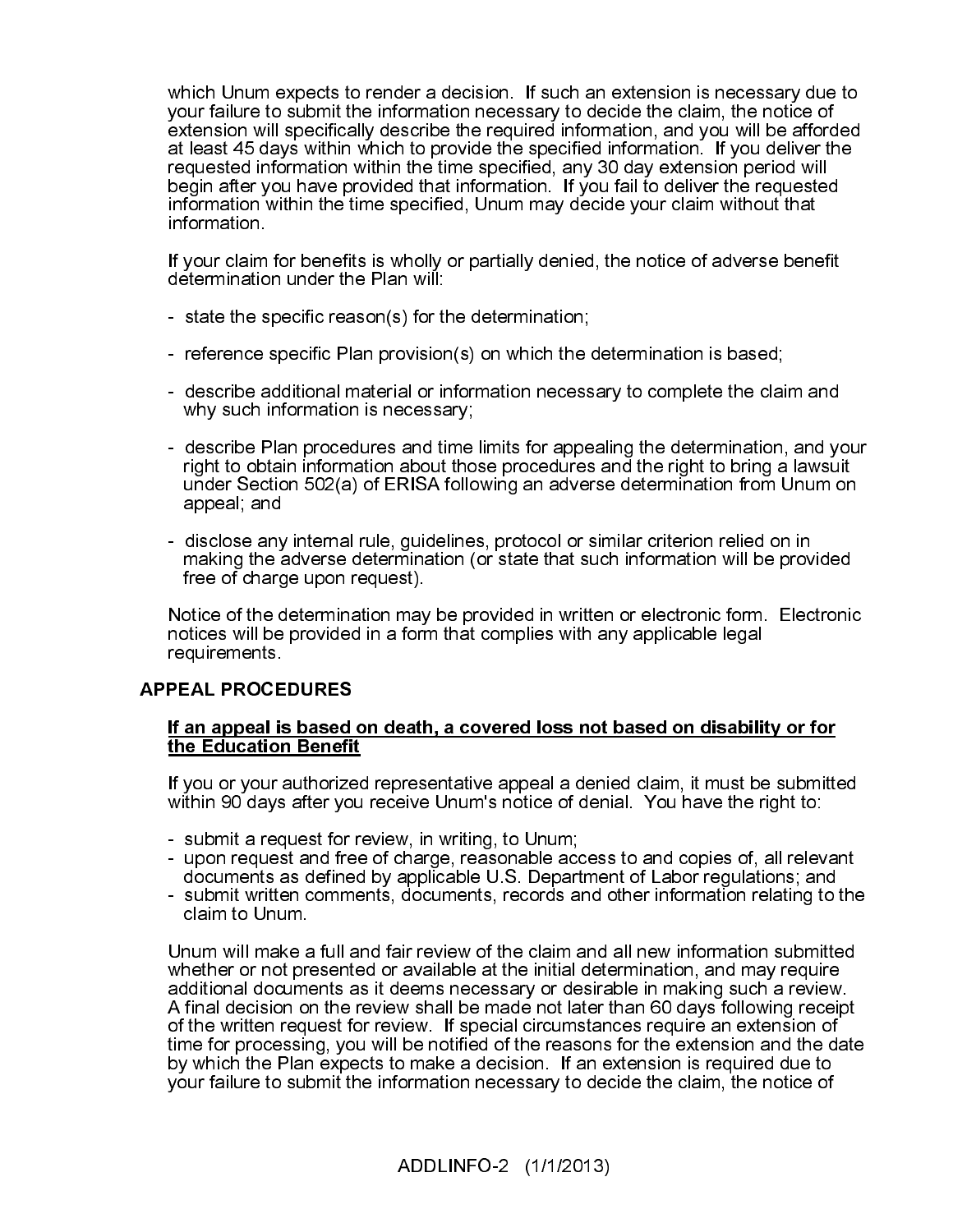which Unum expects to render a decision. If such an extension is necessary due to your failure to submit the information necessary to decide the claim, the notice of extension will specifically describe the required information, and you will be afforded at least 45 days within which to provide the specified information. If you deliver the requested information within the time specified, any 30 day extension period will begin after you have provided that information. If you fail to deliver the requested information within the time specified, Unum may decide your claim without that information.

If your claim for benefits is wholly or partially denied, the notice of adverse benefit determination under the Plan will:

- state the specific reason(s) for the determination;

- reference specific Plan provision(s) on which the determination is based;

- describe additional material or information necessary to complete the claim and why such information is necessary;

- describe Plan procedures and time limits for appealing the determination, and your right to obtain information about those procedures and the right to bring a lawsuit under Section 502(a) of ERISA following an adverse determination from Unum on appeal; and

- disclose any internal rule, guidelines, protocol or similar criterion relied on in making the adverse determination (or state that such information will be provided free of charge upon request).

Notice of the determination may be provided in written or electronic form. Electronic notices will be provided in a form that complies with any applicable legal requirements.

## APPEAL PROCEDURES

**<u>If an appeal is based on death, a covered loss not based on disability or for the Education Benefit</u>**

If you or your authorized representative appeal a denied claim, it must be submitted within 90 days after you receive Unum's notice of denial. You have the right to:

- submit a request for review, in writing, to Unum;
- upon request and free of charge, reasonable access to and copies of, all relevant documents as defined by applicable U.S. Department of Labor regulations; and
- submit written comments, documents, records and other information relating to the claim to Unum.

Unum will make a full and fair review of the claim and all new information submitted whether or not presented or available at the initial determination, and may require additional documents as it deems necessary or desirable in making such a review. A final decision on the review shall be made not later than 60 days following receipt of the written request for review. If special circumstances require an extension of time for processing, you will be notified of the reasons for the extension and the date by which the Plan expects to make a decision. If an extension is required due to your failure to submit the information necessary to decide the claim, the notice of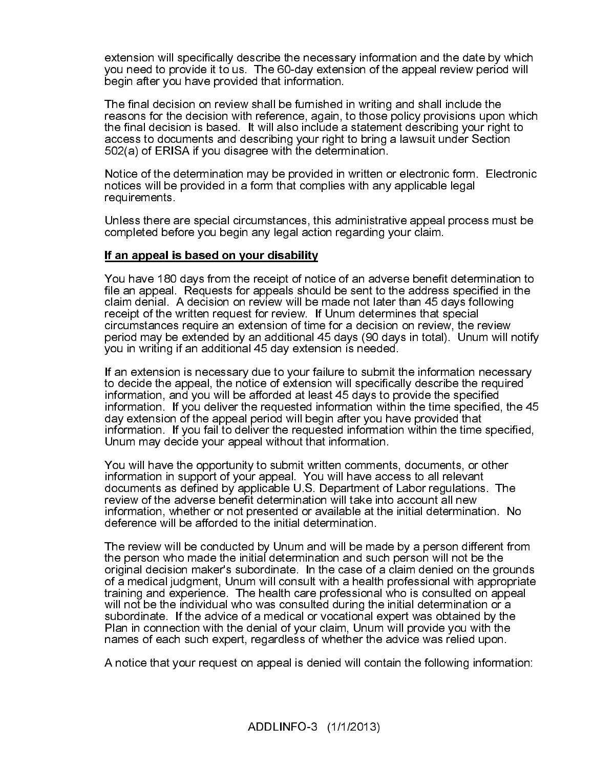extension will specifically describe the necessary information and the date by which you need to provide it to us. The 60-day extension of the appeal review period will begin after you have provided that information.

The final decision on review shall be furnished in writing and shall include the reasons for the decision with reference, again, to those policy provisions upon which the final decision is based. It will also include a statement describing your right to access to documents and describing your right to bring a lawsuit under Section 502(a) of ERISA if you disagree with the determination.

Notice of the determination may be provided in written or electronic form. Electronic notices will be provided in a form that complies with any applicable legal requirements.

Unless there are special circumstances, this administrative appeal process must be completed before you begin any legal action regarding your claim.

**If an appeal is based on your disability**

You have 180 days from the receipt of notice of an adverse benefit determination to file an appeal. Requests for appeals should be sent to the address specified in the claim denial. A decision on review will be made not later than 45 days following receipt of the written request for review. If Unum determines that special circumstances require an extension of time for a decision on review, the review period may be extended by an additional 45 days (90 days in total). Unum will notify you in writing if an additional 45 day extension is needed.

If an extension is necessary due to your failure to submit the information necessary to decide the appeal, the notice of extension will specifically describe the required information, and you will be afforded at least 45 days to provide the specified information. If you deliver the requested information within the time specified, the 45 day extension of the appeal period will begin after you have provided that information. If you fail to deliver the requested information within the time specified, Unum may decide your appeal without that information.

You will have the opportunity to submit written comments, documents, or other information in support of your appeal. You will have access to all relevant documents as defined by applicable U.S. Department of Labor regulations. The review of the adverse benefit determination will take into account all new information, whether or not presented or available at the initial determination. No deference will be afforded to the initial determination.

The review will be conducted by Unum and will be made by a person different from the person who made the initial determination and such person will not be the original decision maker's subordinate. In the case of a claim denied on the grounds of a medical judgment, Unum will consult with a health professional with appropriate training and experience. The health care professional who is consulted on appeal will not be the individual who was consulted during the initial determination or a subordinate. If the advice of a medical or vocational expert was obtained by the Plan in connection with the denial of your claim, Unum will provide you with the names of each such expert, regardless of whether the advice was relied upon.

A notice that your request on appeal is denied will contain the following information: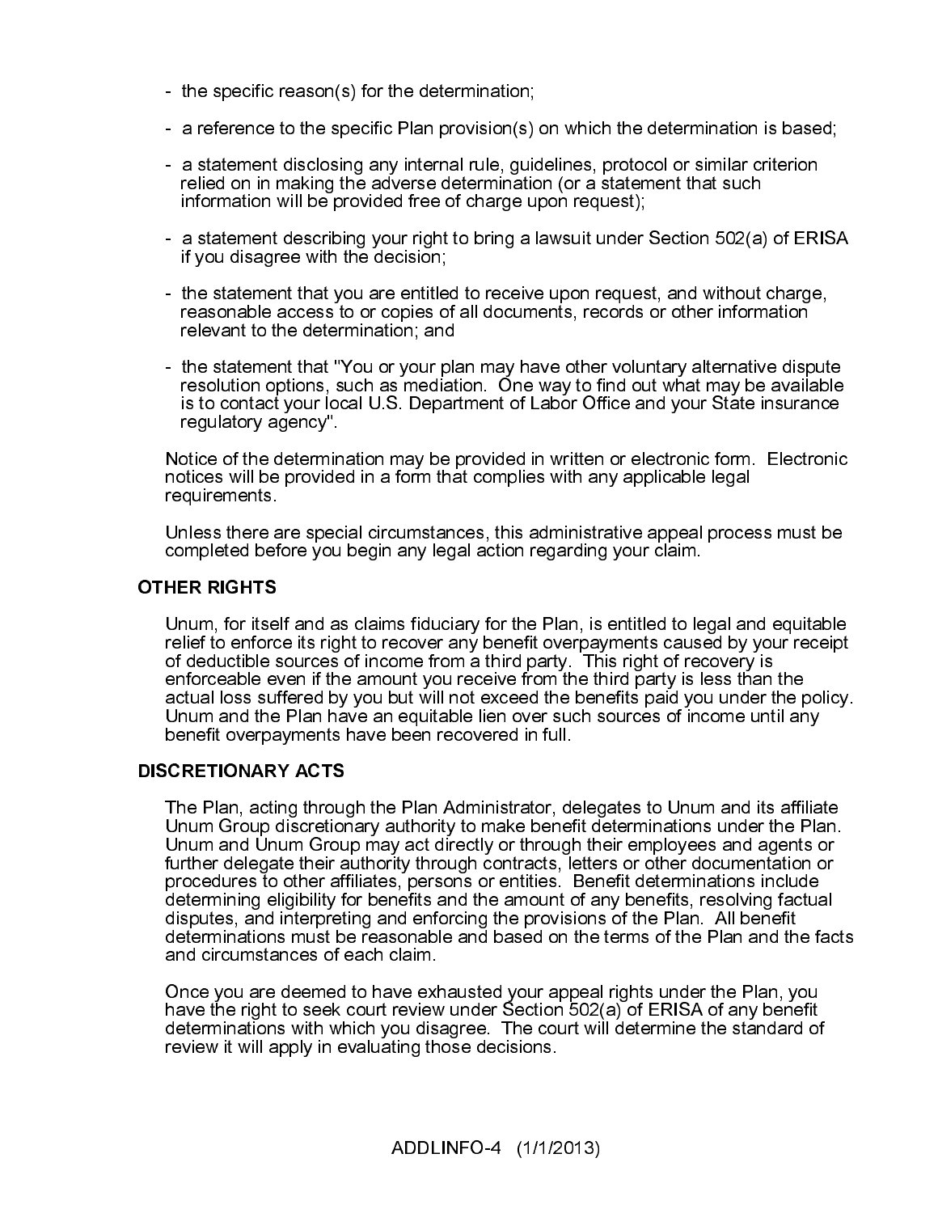- the specific reason(s) for the determination;

- a reference to the specific Plan provision(s) on which the determination is based;

- a statement disclosing any internal rule, guidelines, protocol or similar criterion relied on in making the adverse determination (or a statement that such information will be provided free of charge upon request);

- a statement describing your right to bring a lawsuit under Section 502(a) of ERISA if you disagree with the decision;

- the statement that you are entitled to receive upon request, and without charge, reasonable access to or copies of all documents, records or other information relevant to the determination; and

- the statement that "You or your plan may have other voluntary alternative dispute resolution options, such as mediation. One way to find out what may be available is to contact your local U.S. Department of Labor Office and your State insurance regulatory agency".

Notice of the determination may be provided in written or electronic form. Electronic notices will be provided in a form that complies with any applicable legal requirements.

Unless there are special circumstances, this administrative appeal process must be completed before you begin any legal action regarding your claim.

## OTHER RIGHTS

Unum, for itself and as claims fiduciary for the Plan, is entitled to legal and equitable relief to enforce its right to recover any benefit overpayments caused by your receipt of deductible sources of income from a third party. This right of recovery is enforceable even if the amount you receive from the third party is less than the actual loss suffered by you but will not exceed the benefits paid you under the policy. Unum and the Plan have an equitable lien over such sources of income until any benefit overpayments have been recovered in full.

## DISCRETIONARY ACTS

The Plan, acting through the Plan Administrator, delegates to Unum and its affiliate Unum Group discretionary authority to make benefit determinations under the Plan. Unum and Unum Group may act directly or through their employees and agents or further delegate their authority through contracts, letters or other documentation or procedures to other affiliates, persons or entities. Benefit determinations include determining eligibility for benefits and the amount of any benefits, resolving factual disputes, and interpreting and enforcing the provisions of the Plan. All benefit determinations must be reasonable and based on the terms of the Plan and the facts and circumstances of each claim.

Once you are deemed to have exhausted your appeal rights under the Plan, you have the right to seek court review under Section 502(a) of ERISA of any benefit determinations with which you disagree. The court will determine the standard of review it will apply in evaluating those decisions.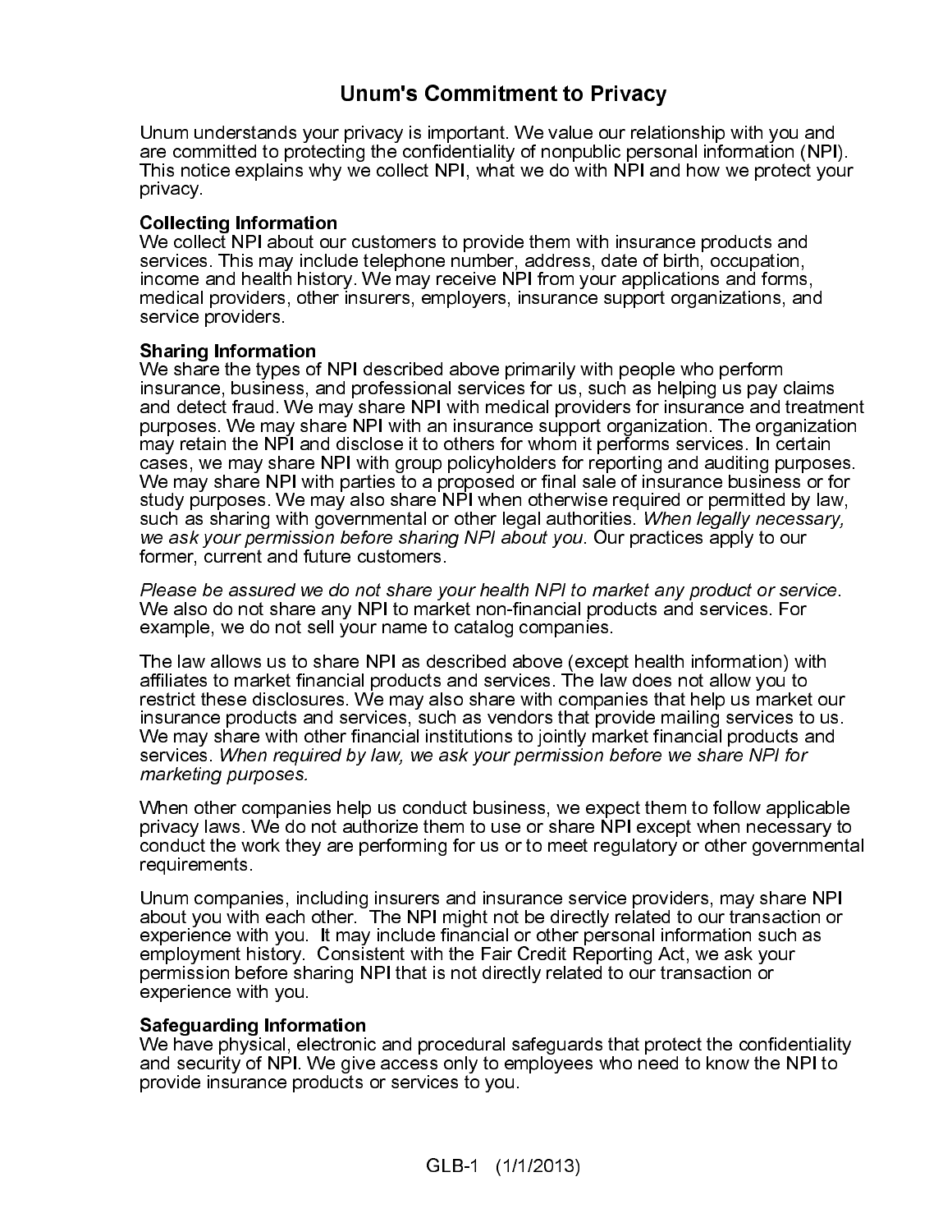# Unum's Commitment to Privacy

Unum understands your privacy is important. We value our relationship with you and are committed to protecting the confidentiality of nonpublic personal information (NPI). This notice explains why we collect NPI, what we do with NPI and how we protect your privacy.

**Collecting Information**
We collect NPI about our customers to provide them with insurance products and services. This may include telephone number, address, date of birth, occupation, income and health history. We may receive NPI from your applications and forms, medical providers, other insurers, employers, insurance support organizations, and service providers.

**Sharing Information**
We share the types of NPI described above primarily with people who perform insurance, business, and professional services for us, such as helping us pay claims and detect fraud. We may share NPI with medical providers for insurance and treatment purposes. We may share NPI with an insurance support organization. The organization may retain the NPI and disclose it to others for whom it performs services. In certain cases, we may share NPI with group policyholders for reporting and auditing purposes. We may share NPI with parties to a proposed or final sale of insurance business or for study purposes. We may also share NPI when otherwise required or permitted by law, such as sharing with governmental or other legal authorities. *When legally necessary, we ask your permission before sharing NPI about you.* Our practices apply to our former, current and future customers.

*Please be assured we do not share your health NPI to market any product or service.* We also do not share any NPI to market non-financial products and services. For example, we do not sell your name to catalog companies.

The law allows us to share NPI as described above (except health information) with affiliates to market financial products and services. The law does not allow you to restrict these disclosures. We may also share with companies that help us market our insurance products and services, such as vendors that provide mailing services to us. We may share with other financial institutions to jointly market financial products and services. *When required by law, we ask your permission before we share NPI for marketing purposes.*

When other companies help us conduct business, we expect them to follow applicable privacy laws. We do not authorize them to use or share NPI except when necessary to conduct the work they are performing for us or to meet regulatory or other governmental requirements.

Unum companies, including insurers and insurance service providers, may share NPI about you with each other. The NPI might not be directly related to our transaction or experience with you. It may include financial or other personal information such as employment history. Consistent with the Fair Credit Reporting Act, we ask your permission before sharing NPI that is not directly related to our transaction or experience with you.

**Safeguarding Information**
We have physical, electronic and procedural safeguards that protect the confidentiality and security of NPI. We give access only to employees who need to know the NPI to provide insurance products or services to you.

GLB-1 (1/1/2013)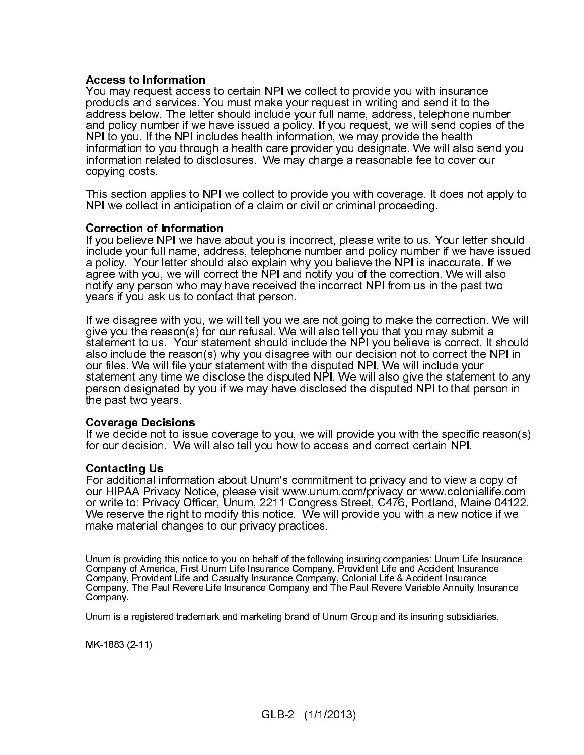### Access to Information

You may request access to certain NPI we collect to provide you with insurance products and services. You must make your request in writing and send it to the address below. The letter should include your full name, address, telephone number and policy number if we have issued a policy. If you request, we will send copies of the NPI to you. If the NPI includes health information, we may provide the health information to you through a health care provider you designate. We will also send you information related to disclosures. We may charge a reasonable fee to cover our copying costs.

This section applies to NPI we collect to provide you with coverage. It does not apply to NPI we collect in anticipation of a claim or civil or criminal proceeding.

### Correction of Information

If you believe NPI we have about you is incorrect, please write to us. Your letter should include your full name, address, telephone number and policy number if we have issued a policy. Your letter should also explain why you believe the NPI is inaccurate. If we agree with you, we will correct the NPI and notify you of the correction. We will also notify any person who may have received the incorrect NPI from us in the past two years if you ask us to contact that person.

If we disagree with you, we will tell you we are not going to make the correction. We will give you the reason(s) for our refusal. We will also tell you that you may submit a statement to us. Your statement should include the NPI you believe is correct. It should also include the reason(s) why you disagree with our decision not to correct the NPI in our files. We will file your statement with the disputed NPI. We will include your statement any time we disclose the disputed NPI. We will also give the statement to any person designated by you if we may have disclosed the disputed NPI to that person in the past two years.

### Coverage Decisions

If we decide not to issue coverage to you, we will provide you with the specific reason(s) for our decision. We will also tell you how to access and correct certain NPI.

### Contacting Us

For additional information about Unum's commitment to privacy and to view a copy of our HIPAA Privacy Notice, please visit www.unum.com/privacy or www.coloniallife.com or write to: Privacy Officer, Unum, 2211 Congress Street, C476, Portland, Maine 04122. We reserve the right to modify this notice. We will provide you with a new notice if we make material changes to our privacy practices.

Unum is providing this notice to you on behalf of the following insuring companies: Unum Life Insurance Company of America, First Unum Life Insurance Company, Provident Life and Accident Insurance Company, Provident Life and Casualty Insurance Company, Colonial Life & Accident Insurance Company, The Paul Revere Life Insurance Company and The Paul Revere Variable Annuity Insurance Company.

Unum is a registered trademark and marketing brand of Unum Group and its insuring subsidiaries.

MK-1883 (2-11)

GLB-2 (1/1/2013)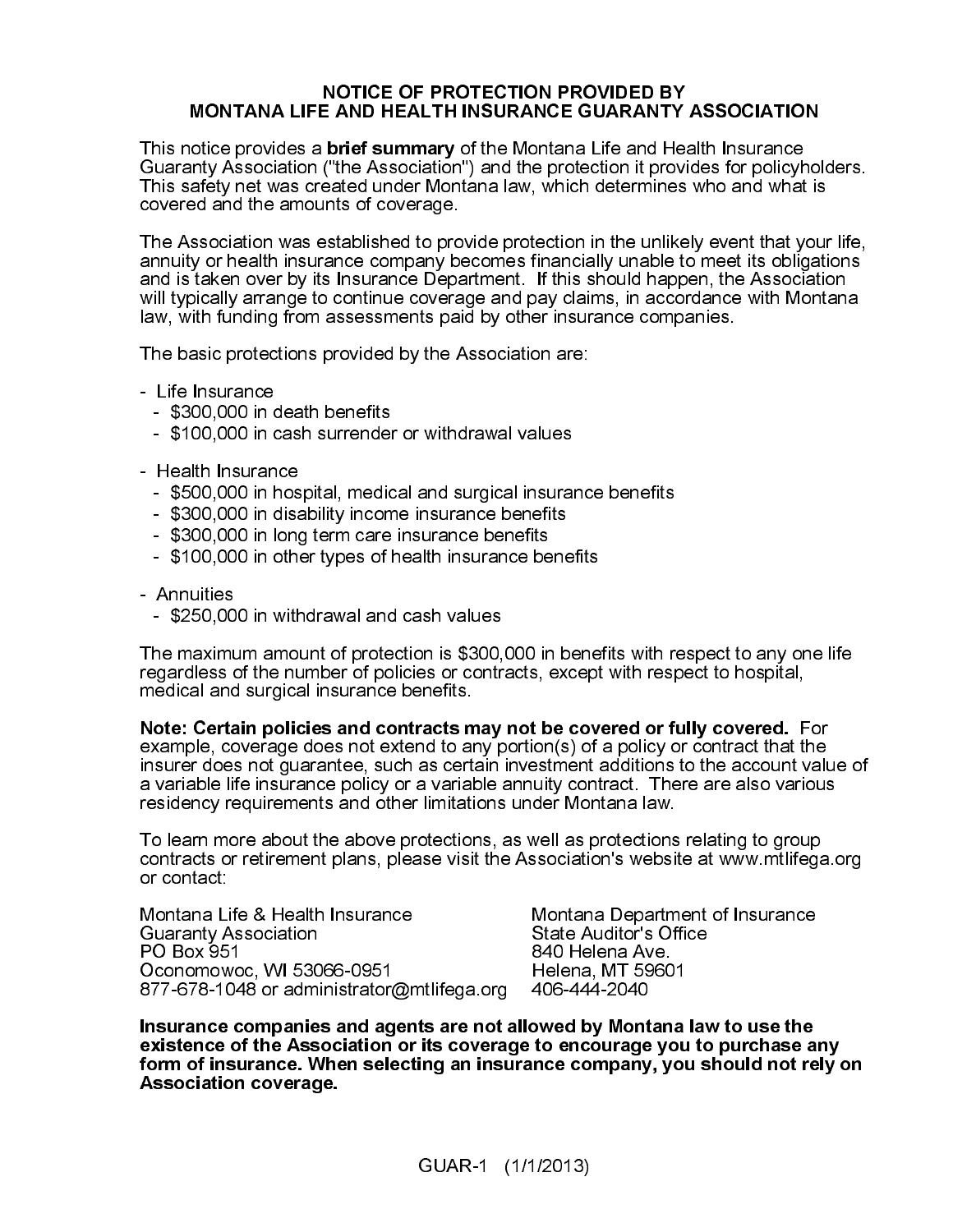# NOTICE OF PROTECTION PROVIDED BY MONTANA LIFE AND HEALTH INSURANCE GUARANTY ASSOCIATION

This notice provides a **brief summary** of the Montana Life and Health Insurance Guaranty Association ("the Association") and the protection it provides for policyholders. This safety net was created under Montana law, which determines who and what is covered and the amounts of coverage.

The Association was established to provide protection in the unlikely event that your life, annuity or health insurance company becomes financially unable to meet its obligations and is taken over by its Insurance Department. If this should happen, the Association will typically arrange to continue coverage and pay claims, in accordance with Montana law, with funding from assessments paid by other insurance companies.

The basic protections provided by the Association are:

- Life Insurance
  - $300,000 in death benefits
  - $100,000 in cash surrender or withdrawal values
- Health Insurance
  - $500,000 in hospital, medical and surgical insurance benefits
  - $300,000 in disability income insurance benefits
  - $300,000 in long term care insurance benefits
  - $100,000 in other types of health insurance benefits
- Annuities
  - $250,000 in withdrawal and cash values

The maximum amount of protection is $300,000 in benefits with respect to any one life regardless of the number of policies or contracts, except with respect to hospital, medical and surgical insurance benefits.

**Note: Certain policies and contracts may not be covered or fully covered.** For example, coverage does not extend to any portion(s) of a policy or contract that the insurer does not guarantee, such as certain investment additions to the account value of a variable life insurance policy or a variable annuity contract. There are also various residency requirements and other limitations under Montana law.

To learn more about the above protections, as well as protections relating to group contracts or retirement plans, please visit the Association's website at www.mtlifega.org or contact:

Montana Life & Health Insurance Guaranty Association
PO Box 951
Oconomowoc, WI 53066-0951
877-678-1048 or administrator@mtlifega.org

Montana Department of Insurance
State Auditor's Office
840 Helena Ave.
Helena, MT 59601
406-444-2040

**Insurance companies and agents are not allowed by Montana law to use the existence of the Association or its coverage to encourage you to purchase any form of insurance. When selecting an insurance company, you should not rely on Association coverage.**

GUAR-1 (1/1/2013)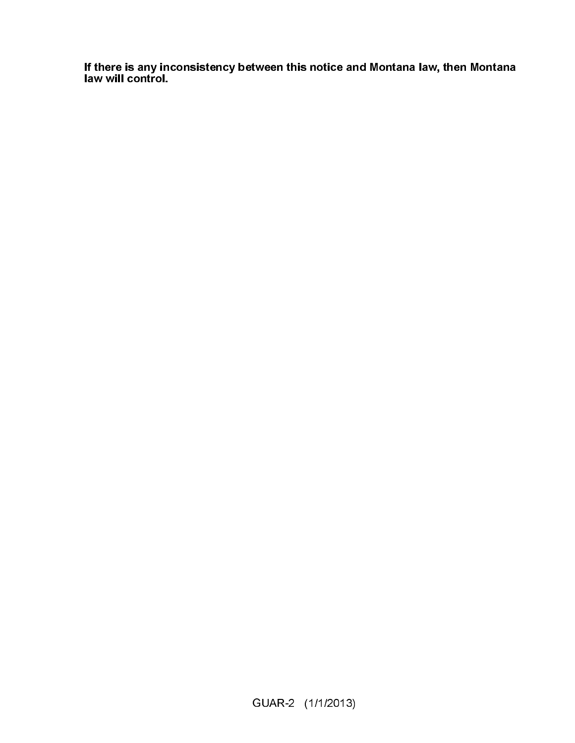**If there is any inconsistency between this notice and Montana law, then Montana law will control.**

GUAR-2 (1/1/2013)